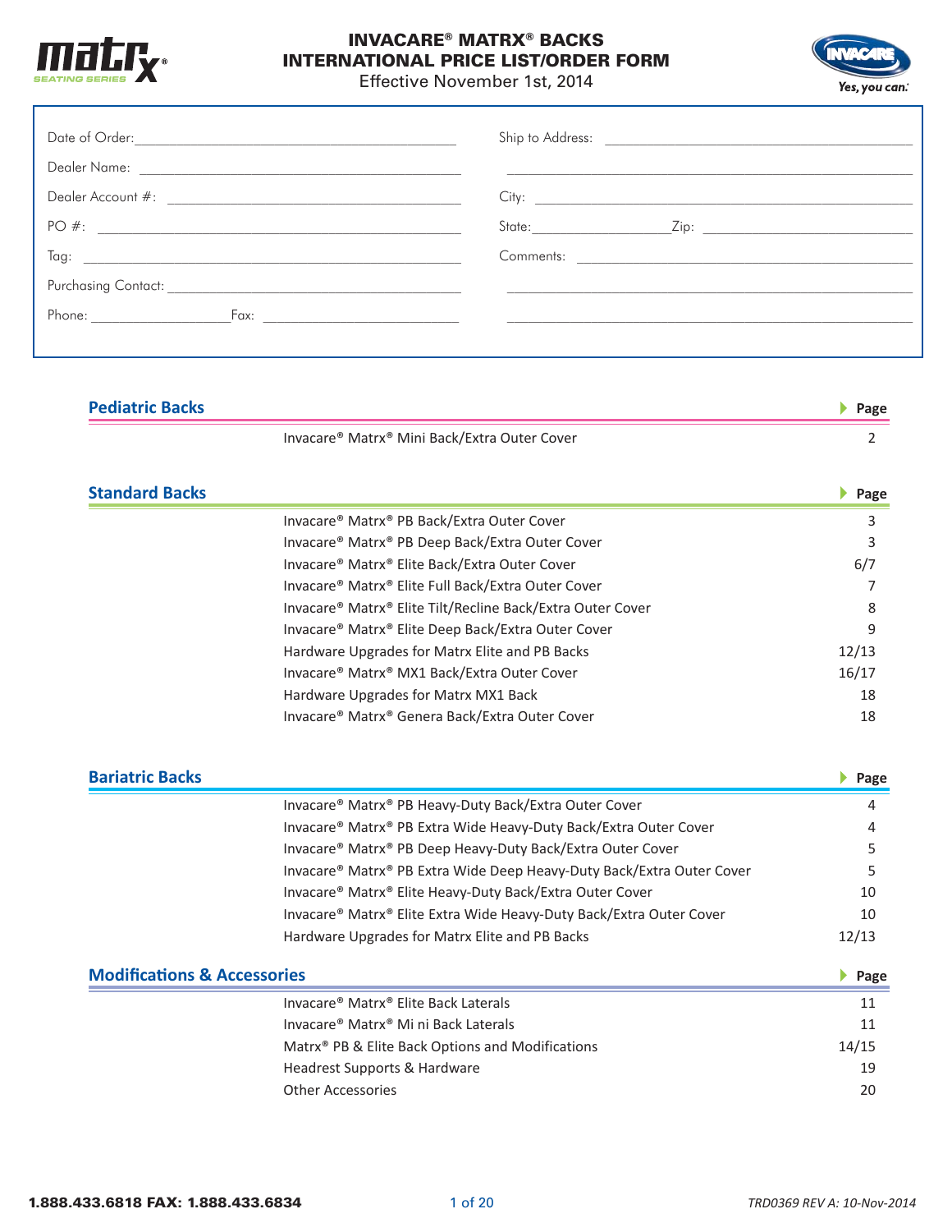# INVACARE® MATRX® BACKS
# INTERNATIONAL PRICE LIST/ORDER FORM

Effective November 1st, 2014

Yes, you can.

Date of Order: ______________________

Dealer Name: ______________________

Dealer Account #: ______________________

PO #: ______________________

Tag: ______________________

Purchasing Contact: ______________________

Phone: ____________ Fax: ____________

Ship to Address: ______________________

______________________

City: ______________________

State: ____________ Zip: ____________

Comments: ______________________

______________________

______________________

## Pediatric Backs

| | Page |
|---|---|
| Invacare® Matrx® Mini Back/Extra Outer Cover | 2 |

## Standard Backs

| | Page |
|---|---|
| Invacare® Matrx® PB Back/Extra Outer Cover | 3 |
| Invacare® Matrx® PB Deep Back/Extra Outer Cover | 3 |
| Invacare® Matrx® Elite Back/Extra Outer Cover | 6/7 |
| Invacare® Matrx® Elite Full Back/Extra Outer Cover | 7 |
| Invacare® Matrx® Elite Tilt/Recline Back/Extra Outer Cover | 8 |
| Invacare® Matrx® Elite Deep Back/Extra Outer Cover | 9 |
| Hardware Upgrades for Matrx Elite and PB Backs | 12/13 |
| Invacare® Matrx® MX1 Back/Extra Outer Cover | 16/17 |
| Hardware Upgrades for Matrx MX1 Back | 18 |
| Invacare® Matrx® Genera Back/Extra Outer Cover | 18 |

## Bariatric Backs

| | Page |
|---|---|
| Invacare® Matrx® PB Heavy-Duty Back/Extra Outer Cover | 4 |
| Invacare® Matrx® PB Extra Wide Heavy-Duty Back/Extra Outer Cover | 4 |
| Invacare® Matrx® PB Deep Heavy-Duty Back/Extra Outer Cover | 5 |
| Invacare® Matrx® PB Extra Wide Deep Heavy-Duty Back/Extra Outer Cover | 5 |
| Invacare® Matrx® Elite Heavy-Duty Back/Extra Outer Cover | 10 |
| Invacare® Matrx® Elite Extra Wide Heavy-Duty Back/Extra Outer Cover | 10 |
| Hardware Upgrades for Matrx Elite and PB Backs | 12/13 |

## Modifications & Accessories

| | Page |
|---|---|
| Invacare® Matrx® Elite Back Laterals | 11 |
| Invacare® Matrx® Mi ni Back Laterals | 11 |
| Matrx® PB & Elite Back Options and Modifications | 14/15 |
| Headrest Supports & Hardware | 19 |
| Other Accessories | 20 |

1.888.433.6818 FAX: 1.888.433.6834

TRD0369 REV A: 10-Nov-2014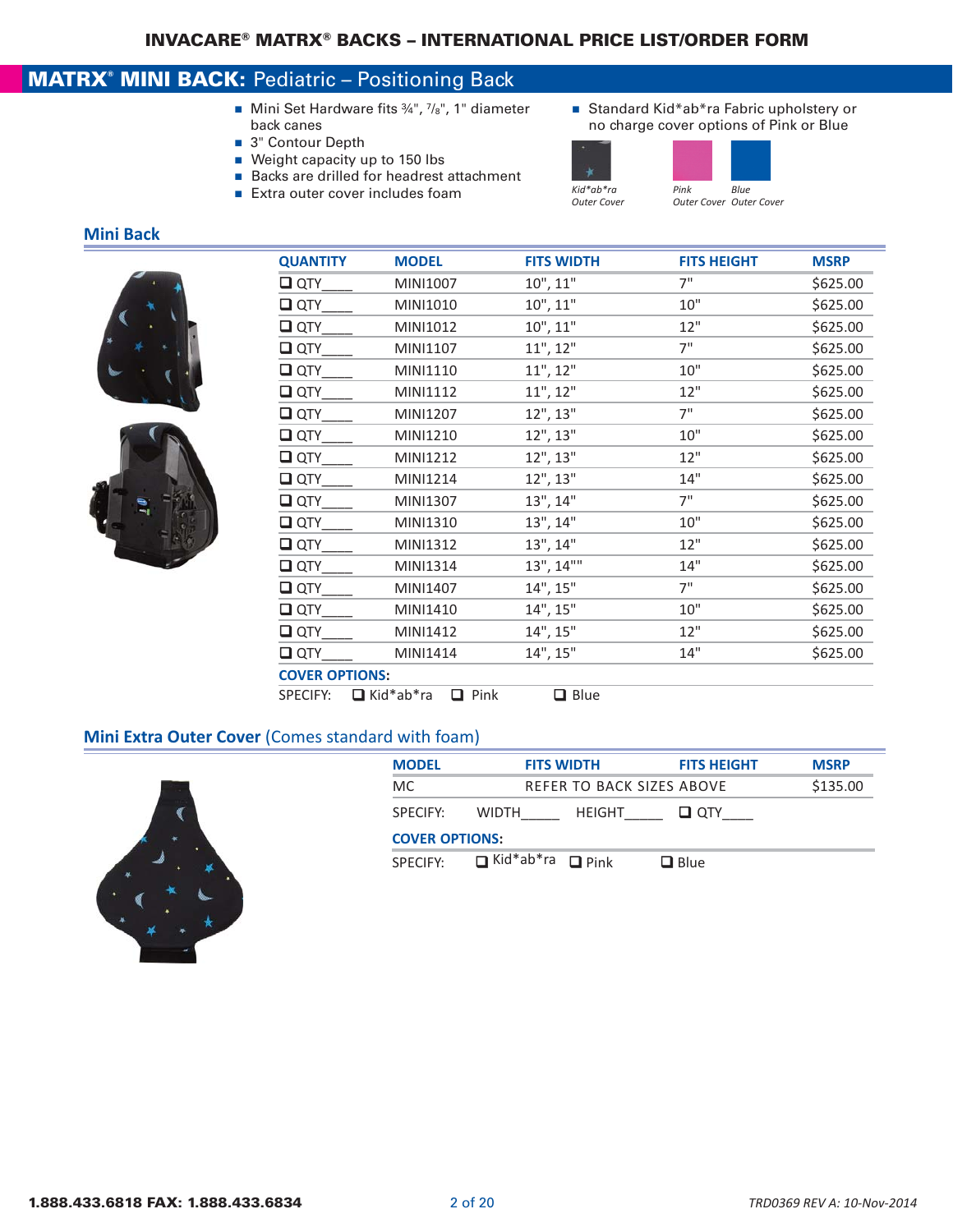# INVACARE® MATRX® BACKS – INTERNATIONAL PRICE LIST/ORDER FORM

## MATRX® MINI BACK: Pediatric – Positioning Back

- Mini Set Hardware fits ¾", ⁷/₈", 1" diameter back canes
- 3" Contour Depth
- Weight capacity up to 150 lbs
- Backs are drilled for headrest attachment
- Extra outer cover includes foam

- Standard Kid*ab*ra Fabric upholstery or no charge cover options of Pink or Blue

*Kid*ab*ra Outer Cover* *Pink Outer Cover* *Blue Outer Cover*

### Mini Back

| QUANTITY | MODEL | FITS WIDTH | FITS HEIGHT | MSRP |
|---|---|---|---|---|
| ❑ QTY____ | MINI1007 | 10", 11" | 7" | $625.00 |
| ❑ QTY____ | MINI1010 | 10", 11" | 10" | $625.00 |
| ❑ QTY____ | MINI1012 | 10", 11" | 12" | $625.00 |
| ❑ QTY____ | MINI1107 | 11", 12" | 7" | $625.00 |
| ❑ QTY____ | MINI1110 | 11", 12" | 10" | $625.00 |
| ❑ QTY____ | MINI1112 | 11", 12" | 12" | $625.00 |
| ❑ QTY____ | MINI1207 | 12", 13" | 7" | $625.00 |
| ❑ QTY____ | MINI1210 | 12", 13" | 10" | $625.00 |
| ❑ QTY____ | MINI1212 | 12", 13" | 12" | $625.00 |
| ❑ QTY____ | MINI1214 | 12", 13" | 14" | $625.00 |
| ❑ QTY____ | MINI1307 | 13", 14" | 7" | $625.00 |
| ❑ QTY____ | MINI1310 | 13", 14" | 10" | $625.00 |
| ❑ QTY____ | MINI1312 | 13", 14" | 12" | $625.00 |
| ❑ QTY____ | MINI1314 | 13", 14"" | 14" | $625.00 |
| ❑ QTY____ | MINI1407 | 14", 15" | 7" | $625.00 |
| ❑ QTY____ | MINI1410 | 14", 15" | 10" | $625.00 |
| ❑ QTY____ | MINI1412 | 14", 15" | 12" | $625.00 |
| ❑ QTY____ | MINI1414 | 14", 15" | 14" | $625.00 |

**COVER OPTIONS:**

SPECIFY: ❑ Kid*ab*ra ❑ Pink ❑ Blue

### Mini Extra Outer Cover (Comes standard with foam)

| MODEL | FITS WIDTH | FITS HEIGHT | MSRP |
|---|---|---|---|
| MC | REFER TO BACK SIZES ABOVE | | $135.00 |

SPECIFY: WIDTH_____ HEIGHT_____ ❑ QTY____

**COVER OPTIONS:**

SPECIFY: ❑ Kid*ab*ra ❑ Pink ❑ Blue

1.888.433.6818 FAX: 1.888.433.6834

TRD0369 REV A: 10-Nov-2014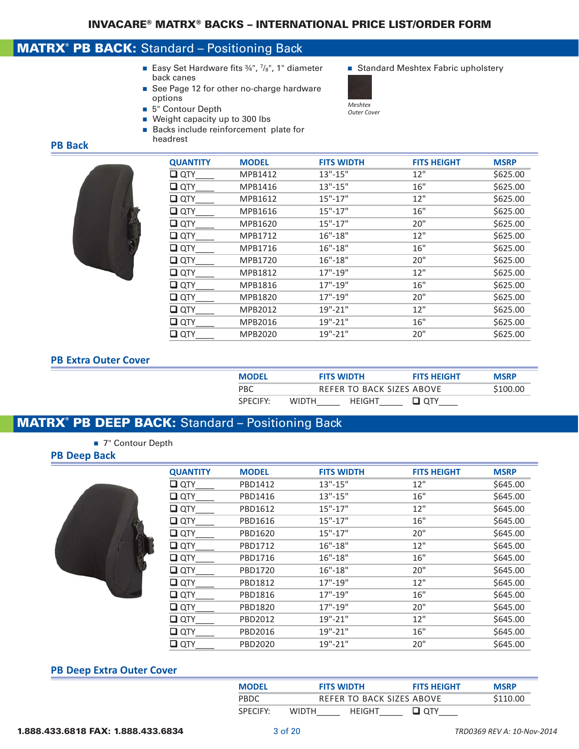# INVACARE® MATRX® BACKS – INTERNATIONAL PRICE LIST/ORDER FORM

## MATRX® PB BACK: Standard – Positioning Back

- Easy Set Hardware fits ¾", ⅞", 1" diameter back canes
- See Page 12 for other no-charge hardware options
- 5" Contour Depth
- Weight capacity up to 300 lbs
- Backs include reinforcement plate for headrest
- Standard Meshtex Fabric upholstery

*Meshtex Outer Cover*

### PB Back

| QUANTITY | MODEL | FITS WIDTH | FITS HEIGHT | MSRP |
|---|---|---|---|---|
| ❑ QTY____ | MPB1412 | 13"-15" | 12" | $625.00 |
| ❑ QTY____ | MPB1416 | 13"-15" | 16" | $625.00 |
| ❑ QTY____ | MPB1612 | 15"-17" | 12" | $625.00 |
| ❑ QTY____ | MPB1616 | 15"-17" | 16" | $625.00 |
| ❑ QTY____ | MPB1620 | 15"-17" | 20" | $625.00 |
| ❑ QTY____ | MPB1712 | 16"-18" | 12" | $625.00 |
| ❑ QTY____ | MPB1716 | 16"-18" | 16" | $625.00 |
| ❑ QTY____ | MPB1720 | 16"-18" | 20" | $625.00 |
| ❑ QTY____ | MPB1812 | 17"-19" | 12" | $625.00 |
| ❑ QTY____ | MPB1816 | 17"-19" | 16" | $625.00 |
| ❑ QTY____ | MPB1820 | 17"-19" | 20" | $625.00 |
| ❑ QTY____ | MPB2012 | 19"-21" | 12" | $625.00 |
| ❑ QTY____ | MPB2016 | 19"-21" | 16" | $625.00 |
| ❑ QTY____ | MPB2020 | 19"-21" | 20" | $625.00 |

### PB Extra Outer Cover

| MODEL | FITS WIDTH | FITS HEIGHT | MSRP |
|---|---|---|---|
| PBC | REFER TO BACK SIZES ABOVE | | $100.00 |
| SPECIFY: | WIDTH_____ | HEIGHT_____ | ❑ QTY____ |

## MATRX® PB DEEP BACK: Standard – Positioning Back

- 7" Contour Depth

### PB Deep Back

| QUANTITY | MODEL | FITS WIDTH | FITS HEIGHT | MSRP |
|---|---|---|---|---|
| ❑ QTY____ | PBD1412 | 13"-15" | 12" | $645.00 |
| ❑ QTY____ | PBD1416 | 13"-15" | 16" | $645.00 |
| ❑ QTY____ | PBD1612 | 15"-17" | 12" | $645.00 |
| ❑ QTY____ | PBD1616 | 15"-17" | 16" | $645.00 |
| ❑ QTY____ | PBD1620 | 15"-17" | 20" | $645.00 |
| ❑ QTY____ | PBD1712 | 16"-18" | 12" | $645.00 |
| ❑ QTY____ | PBD1716 | 16"-18" | 16" | $645.00 |
| ❑ QTY____ | PBD1720 | 16"-18" | 20" | $645.00 |
| ❑ QTY____ | PBD1812 | 17"-19" | 12" | $645.00 |
| ❑ QTY____ | PBD1816 | 17"-19" | 16" | $645.00 |
| ❑ QTY____ | PBD1820 | 17"-19" | 20" | $645.00 |
| ❑ QTY____ | PBD2012 | 19"-21" | 12" | $645.00 |
| ❑ QTY____ | PBD2016 | 19"-21" | 16" | $645.00 |
| ❑ QTY____ | PBD2020 | 19"-21" | 20" | $645.00 |

### PB Deep Extra Outer Cover

| MODEL | FITS WIDTH | FITS HEIGHT | MSRP |
|---|---|---|---|
| PBDC | REFER TO BACK SIZES ABOVE | | $110.00 |
| SPECIFY: | WIDTH_____ | HEIGHT_____ | ❑ QTY____ |

1.888.433.6818 FAX: 1.888.433.6834

*TRD0369 REV A: 10-Nov-2014*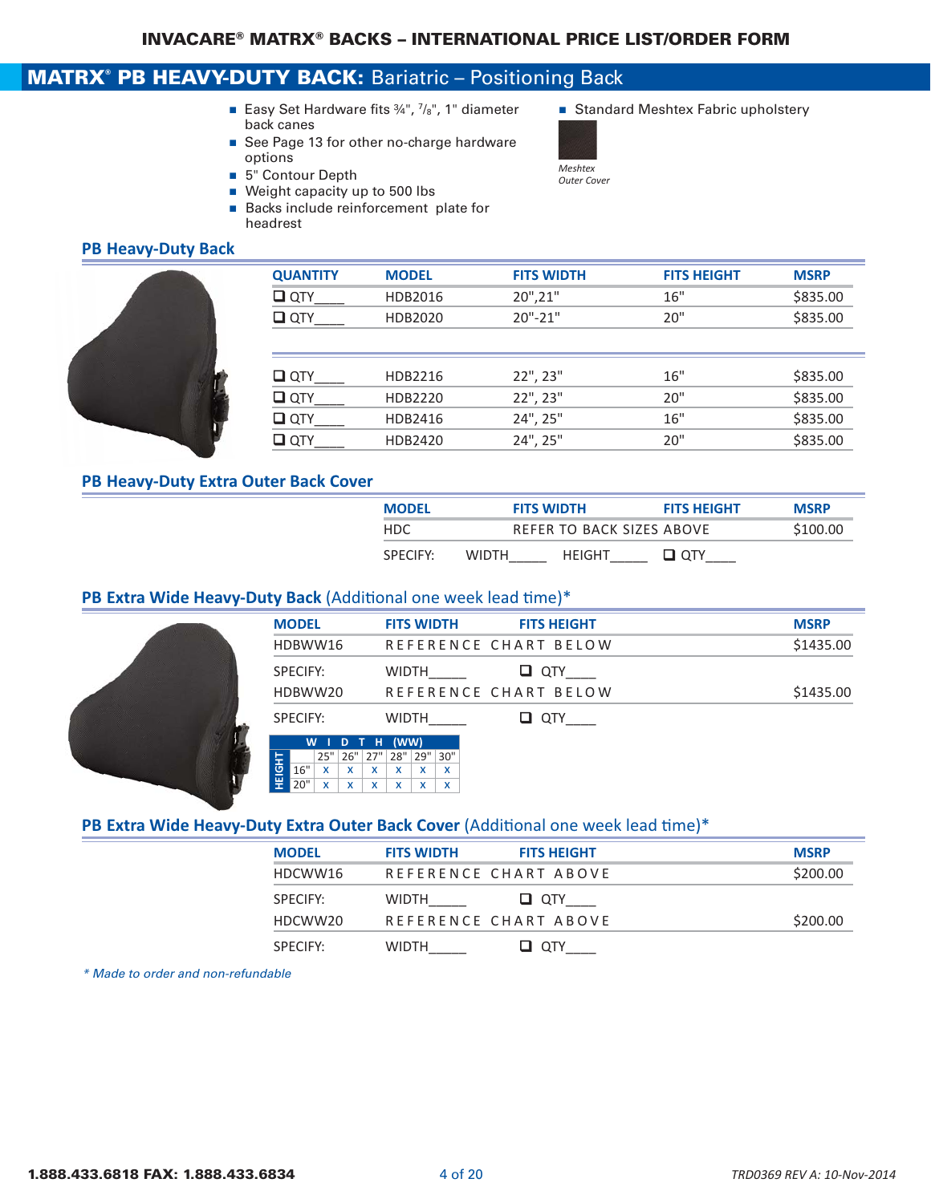# INVACARE® MATRX® BACKS – INTERNATIONAL PRICE LIST/ORDER FORM

## MATRX® PB HEAVY-DUTY BACK: Bariatric – Positioning Back

- Easy Set Hardware fits ¾", ⅞", 1" diameter back canes
- See Page 13 for other no-charge hardware options
- 5" Contour Depth
- Weight capacity up to 500 lbs
- Backs include reinforcement plate for headrest
- Standard Meshtex Fabric upholstery

*Meshtex Outer Cover*

### PB Heavy-Duty Back

| QUANTITY | MODEL | FITS WIDTH | FITS HEIGHT | MSRP |
|---|---|---|---|---|
| ❑ QTY____ | HDB2016 | 20",21" | 16" | $835.00 |
| ❑ QTY____ | HDB2020 | 20"-21" | 20" | $835.00 |
| ❑ QTY____ | HDB2216 | 22", 23" | 16" | $835.00 |
| ❑ QTY____ | HDB2220 | 22", 23" | 20" | $835.00 |
| ❑ QTY____ | HDB2416 | 24", 25" | 16" | $835.00 |
| ❑ QTY____ | HDB2420 | 24", 25" | 20" | $835.00 |

### PB Heavy-Duty Extra Outer Back Cover

| MODEL | FITS WIDTH | FITS HEIGHT | MSRP |
|---|---|---|---|
| HDC | REFER TO BACK SIZES ABOVE | | $100.00 |

SPECIFY: WIDTH_____ HEIGHT_____ ❑ QTY____

### PB Extra Wide Heavy-Duty Back (Additional one week lead time)*

| MODEL | FITS WIDTH | FITS HEIGHT | MSRP |
|---|---|---|---|
| HDBWW16 | REFERENCE CHART BELOW | | $1435.00 |
| SPECIFY: | WIDTH_____ | ❑ QTY____ | |
| HDBWW20 | REFERENCE CHART BELOW | | $1435.00 |
| SPECIFY: | WIDTH_____ | ❑ QTY____ | |

| HEIGHT | WIDTH (WW) | | | | | |
|---|---|---|---|---|---|---|
| | 25" | 26" | 27" | 28" | 29" | 30" |
| 16" | x | x | x | x | x | x |
| 20" | x | x | x | x | x | x |

### PB Extra Wide Heavy-Duty Extra Outer Back Cover (Additional one week lead time)*

| MODEL | FITS WIDTH | FITS HEIGHT | MSRP |
|---|---|---|---|
| HDCWW16 | REFERENCE CHART ABOVE | | $200.00 |
| SPECIFY: | WIDTH_____ | ❑ QTY____ | |
| HDCWW20 | REFERENCE CHART ABOVE | | $200.00 |
| SPECIFY: | WIDTH_____ | ❑ QTY____ | |

*\* Made to order and non-refundable*

1.888.433.6818 FAX: 1.888.433.6834

*TRD0369 REV A: 10-Nov-2014*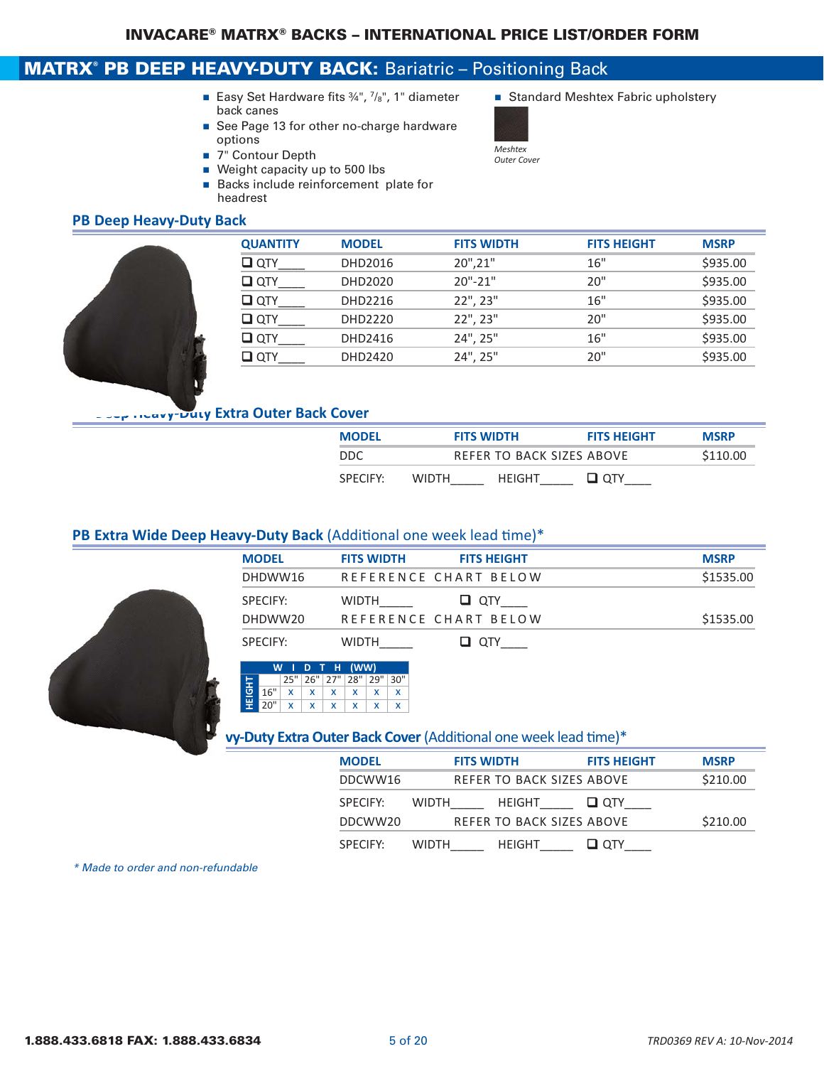# INVACARE® MATRX® BACKS – INTERNATIONAL PRICE LIST/ORDER FORM

## MATRX® PB DEEP HEAVY-DUTY BACK: Bariatric – Positioning Back

- Easy Set Hardware fits ¾", ⅞", 1" diameter back canes
- See Page 13 for other no-charge hardware options
- 7" Contour Depth
- Weight capacity up to 500 lbs
- Backs include reinforcement plate for headrest
- Standard Meshtex Fabric upholstery

*Meshtex Outer Cover*

### PB Deep Heavy-Duty Back

| QUANTITY | MODEL | FITS WIDTH | FITS HEIGHT | MSRP |
|---|---|---|---|---|
| ❑ QTY____ | DHD2016 | 20",21" | 16" | $935.00 |
| ❑ QTY____ | DHD2020 | 20"-21" | 20" | $935.00 |
| ❑ QTY____ | DHD2216 | 22", 23" | 16" | $935.00 |
| ❑ QTY____ | DHD2220 | 22", 23" | 20" | $935.00 |
| ❑ QTY____ | DHD2416 | 24", 25" | 16" | $935.00 |
| ❑ QTY____ | DHD2420 | 24", 25" | 20" | $935.00 |

### Deep Heavy-Duty Extra Outer Back Cover

| MODEL | FITS WIDTH | FITS HEIGHT | MSRP |
|---|---|---|---|
| DDC | REFER TO BACK SIZES ABOVE | | $110.00 |
| SPECIFY: | WIDTH_____ | HEIGHT_____ ❑ QTY____ | |

### PB Extra Wide Deep Heavy-Duty Back (Additional one week lead time)*

| MODEL | FITS WIDTH | FITS HEIGHT | MSRP |
|---|---|---|---|
| DHDWW16 | REFERENCE CHART BELOW | | $1535.00 |
| SPECIFY: | WIDTH_____ | ❑ QTY____ | |
| DHDWW20 | REFERENCE CHART BELOW | | $1535.00 |
| SPECIFY: | WIDTH_____ | ❑ QTY____ | |

| HEIGHT \ WIDTH (WW) | 25" | 26" | 27" | 28" | 29" | 30" |
|---|---|---|---|---|---|---|
| 16" | x | x | x | x | x | x |
| 20" | x | x | x | x | x | x |

### Deep Heavy-Duty Extra Outer Back Cover (Additional one week lead time)*

| MODEL | FITS WIDTH | FITS HEIGHT | MSRP |
|---|---|---|---|
| DDCWW16 | REFER TO BACK SIZES ABOVE | | $210.00 |
| SPECIFY: | WIDTH_____ | HEIGHT_____ ❑ QTY____ | |
| DDCWW20 | REFER TO BACK SIZES ABOVE | | $210.00 |
| SPECIFY: | WIDTH_____ | HEIGHT_____ ❑ QTY____ | |

*\* Made to order and non-refundable*

1.888.433.6818 FAX: 1.888.433.6834

*TRD0369 REV A: 10-Nov-2014*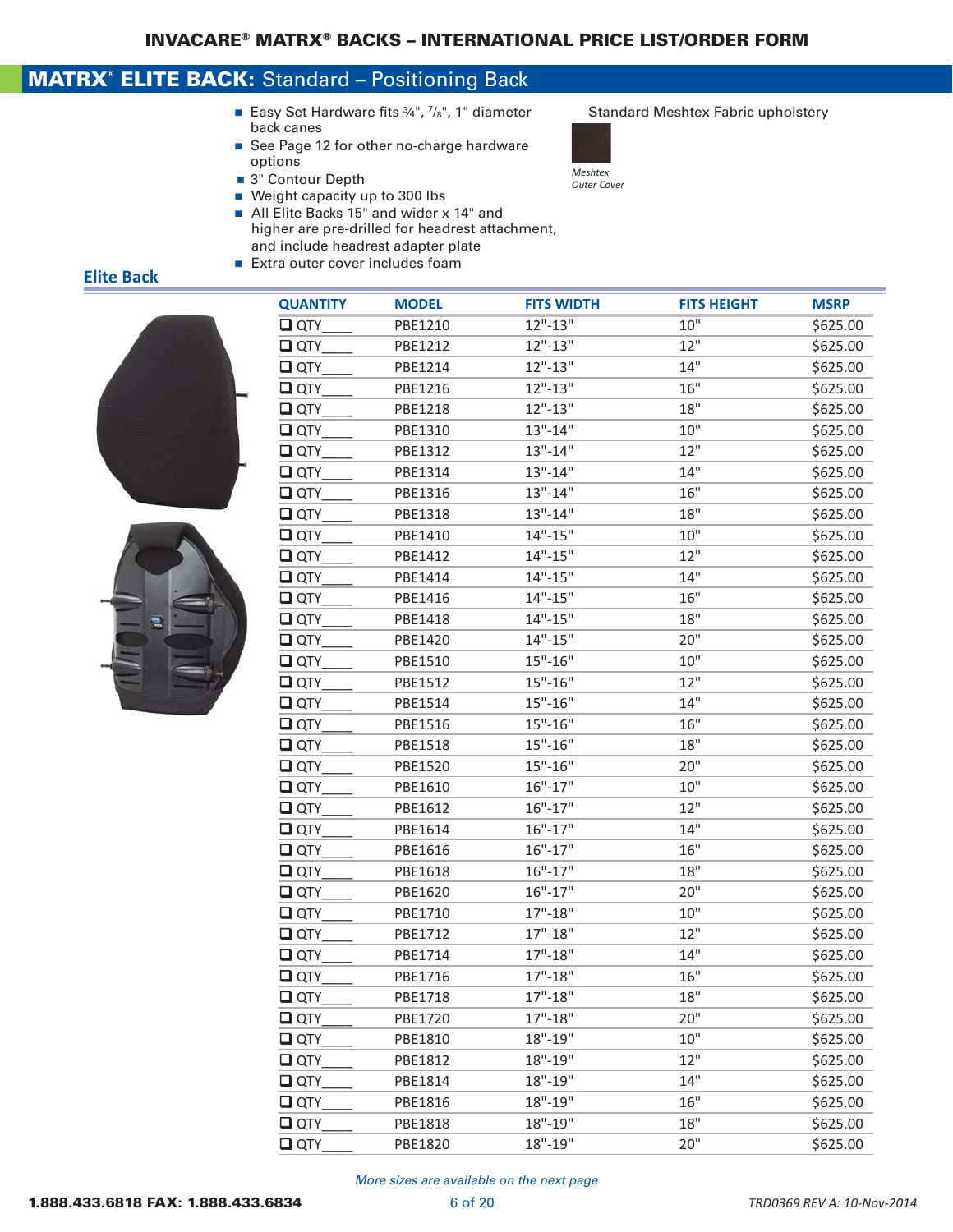# INVACARE® MATRX® BACKS – INTERNATIONAL PRICE LIST/ORDER FORM

## MATRX® ELITE BACK: Standard – Positioning Back

- Easy Set Hardware fits ¾", ⅞", 1" diameter back canes
- See Page 12 for other no-charge hardware options
- 3" Contour Depth
- Weight capacity up to 300 lbs
- All Elite Backs 15" and wider x 14" and higher are pre-drilled for headrest attachment, and include headrest adapter plate
- Extra outer cover includes foam

Standard Meshtex Fabric upholstery

*Meshtex Outer Cover*

### Elite Back

| QUANTITY | MODEL | FITS WIDTH | FITS HEIGHT | MSRP |
|---|---|---|---|---|
| ❑ QTY____ | PBE1210 | 12"-13" | 10" | $625.00 |
| ❑ QTY____ | PBE1212 | 12"-13" | 12" | $625.00 |
| ❑ QTY____ | PBE1214 | 12"-13" | 14" | $625.00 |
| ❑ QTY____ | PBE1216 | 12"-13" | 16" | $625.00 |
| ❑ QTY____ | PBE1218 | 12"-13" | 18" | $625.00 |
| ❑ QTY____ | PBE1310 | 13"-14" | 10" | $625.00 |
| ❑ QTY____ | PBE1312 | 13"-14" | 12" | $625.00 |
| ❑ QTY____ | PBE1314 | 13"-14" | 14" | $625.00 |
| ❑ QTY____ | PBE1316 | 13"-14" | 16" | $625.00 |
| ❑ QTY____ | PBE1318 | 13"-14" | 18" | $625.00 |
| ❑ QTY____ | PBE1410 | 14"-15" | 10" | $625.00 |
| ❑ QTY____ | PBE1412 | 14"-15" | 12" | $625.00 |
| ❑ QTY____ | PBE1414 | 14"-15" | 14" | $625.00 |
| ❑ QTY____ | PBE1416 | 14"-15" | 16" | $625.00 |
| ❑ QTY____ | PBE1418 | 14"-15" | 18" | $625.00 |
| ❑ QTY____ | PBE1420 | 14"-15" | 20" | $625.00 |
| ❑ QTY____ | PBE1510 | 15"-16" | 10" | $625.00 |
| ❑ QTY____ | PBE1512 | 15"-16" | 12" | $625.00 |
| ❑ QTY____ | PBE1514 | 15"-16" | 14" | $625.00 |
| ❑ QTY____ | PBE1516 | 15"-16" | 16" | $625.00 |
| ❑ QTY____ | PBE1518 | 15"-16" | 18" | $625.00 |
| ❑ QTY____ | PBE1520 | 15"-16" | 20" | $625.00 |
| ❑ QTY____ | PBE1610 | 16"-17" | 10" | $625.00 |
| ❑ QTY____ | PBE1612 | 16"-17" | 12" | $625.00 |
| ❑ QTY____ | PBE1614 | 16"-17" | 14" | $625.00 |
| ❑ QTY____ | PBE1616 | 16"-17" | 16" | $625.00 |
| ❑ QTY____ | PBE1618 | 16"-17" | 18" | $625.00 |
| ❑ QTY____ | PBE1620 | 16"-17" | 20" | $625.00 |
| ❑ QTY____ | PBE1710 | 17"-18" | 10" | $625.00 |
| ❑ QTY____ | PBE1712 | 17"-18" | 12" | $625.00 |
| ❑ QTY____ | PBE1714 | 17"-18" | 14" | $625.00 |
| ❑ QTY____ | PBE1716 | 17"-18" | 16" | $625.00 |
| ❑ QTY____ | PBE1718 | 17"-18" | 18" | $625.00 |
| ❑ QTY____ | PBE1720 | 17"-18" | 20" | $625.00 |
| ❑ QTY____ | PBE1810 | 18"-19" | 10" | $625.00 |
| ❑ QTY____ | PBE1812 | 18"-19" | 12" | $625.00 |
| ❑ QTY____ | PBE1814 | 18"-19" | 14" | $625.00 |
| ❑ QTY____ | PBE1816 | 18"-19" | 16" | $625.00 |
| ❑ QTY____ | PBE1818 | 18"-19" | 18" | $625.00 |
| ❑ QTY____ | PBE1820 | 18"-19" | 20" | $625.00 |

*More sizes are available on the next page*

**1.888.433.6818 FAX: 1.888.433.6834**

*TRD0369 REV A: 10-Nov-2014*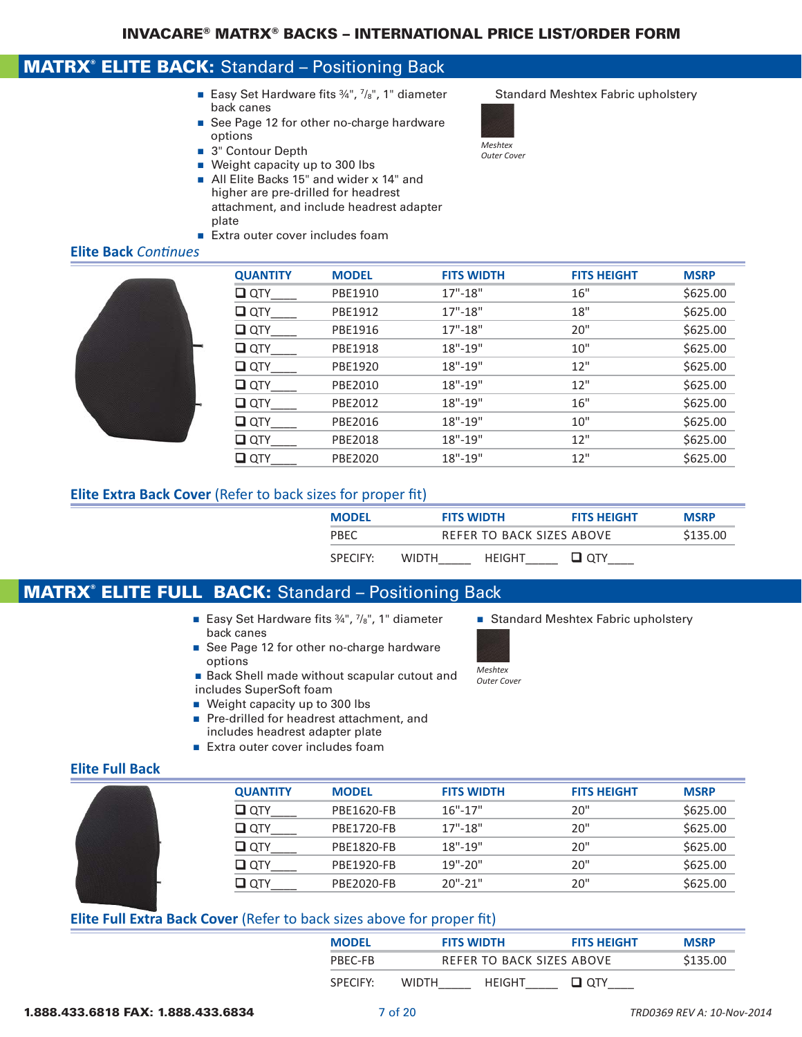# INVACARE® MATRX® BACKS – INTERNATIONAL PRICE LIST/ORDER FORM

## MATRX® ELITE BACK: Standard – Positioning Back

- Easy Set Hardware fits ¾", ⅞", 1" diameter back canes
- See Page 12 for other no-charge hardware options
- 3" Contour Depth
- Weight capacity up to 300 lbs
- All Elite Backs 15" and wider x 14" and higher are pre-drilled for headrest attachment, and include headrest adapter plate
- Extra outer cover includes foam

Standard Meshtex Fabric upholstery

*Meshtex Outer Cover*

### Elite Back *Continues*

| QUANTITY | MODEL | FITS WIDTH | FITS HEIGHT | MSRP |
|---|---|---|---|---|
| ❑ QTY____ | PBE1910 | 17"-18" | 16" | $625.00 |
| ❑ QTY____ | PBE1912 | 17"-18" | 18" | $625.00 |
| ❑ QTY____ | PBE1916 | 17"-18" | 20" | $625.00 |
| ❑ QTY____ | PBE1918 | 18"-19" | 10" | $625.00 |
| ❑ QTY____ | PBE1920 | 18"-19" | 12" | $625.00 |
| ❑ QTY____ | PBE2010 | 18"-19" | 12" | $625.00 |
| ❑ QTY____ | PBE2012 | 18"-19" | 16" | $625.00 |
| ❑ QTY____ | PBE2016 | 18"-19" | 10" | $625.00 |
| ❑ QTY____ | PBE2018 | 18"-19" | 12" | $625.00 |
| ❑ QTY____ | PBE2020 | 18"-19" | 12" | $625.00 |

### Elite Extra Back Cover (Refer to back sizes for proper fit)

| MODEL | FITS WIDTH | FITS HEIGHT | MSRP |
|---|---|---|---|
| PBEC | REFER TO BACK SIZES ABOVE | | $135.00 |

SPECIFY: WIDTH_____ HEIGHT_____ ❑ QTY____

## MATRX® ELITE FULL BACK: Standard – Positioning Back

- Easy Set Hardware fits ¾", ⅞", 1" diameter back canes
- See Page 12 for other no-charge hardware options
- Back Shell made without scapular cutout and includes SuperSoft foam
- Weight capacity up to 300 lbs
- Pre-drilled for headrest attachment, and includes headrest adapter plate
- Extra outer cover includes foam

- Standard Meshtex Fabric upholstery

*Meshtex Outer Cover*

### Elite Full Back

| QUANTITY | MODEL | FITS WIDTH | FITS HEIGHT | MSRP |
|---|---|---|---|---|
| ❑ QTY____ | PBE1620-FB | 16"-17" | 20" | $625.00 |
| ❑ QTY____ | PBE1720-FB | 17"-18" | 20" | $625.00 |
| ❑ QTY____ | PBE1820-FB | 18"-19" | 20" | $625.00 |
| ❑ QTY____ | PBE1920-FB | 19"-20" | 20" | $625.00 |
| ❑ QTY____ | PBE2020-FB | 20"-21" | 20" | $625.00 |

### Elite Full Extra Back Cover (Refer to back sizes above for proper fit)

| MODEL | FITS WIDTH | FITS HEIGHT | MSRP |
|---|---|---|---|
| PBEC-FB | REFER TO BACK SIZES ABOVE | | $135.00 |

SPECIFY: WIDTH_____ HEIGHT_____ ❑ QTY____

1.888.433.6818 FAX: 1.888.433.6834

*TRD0369 REV A: 10-Nov-2014*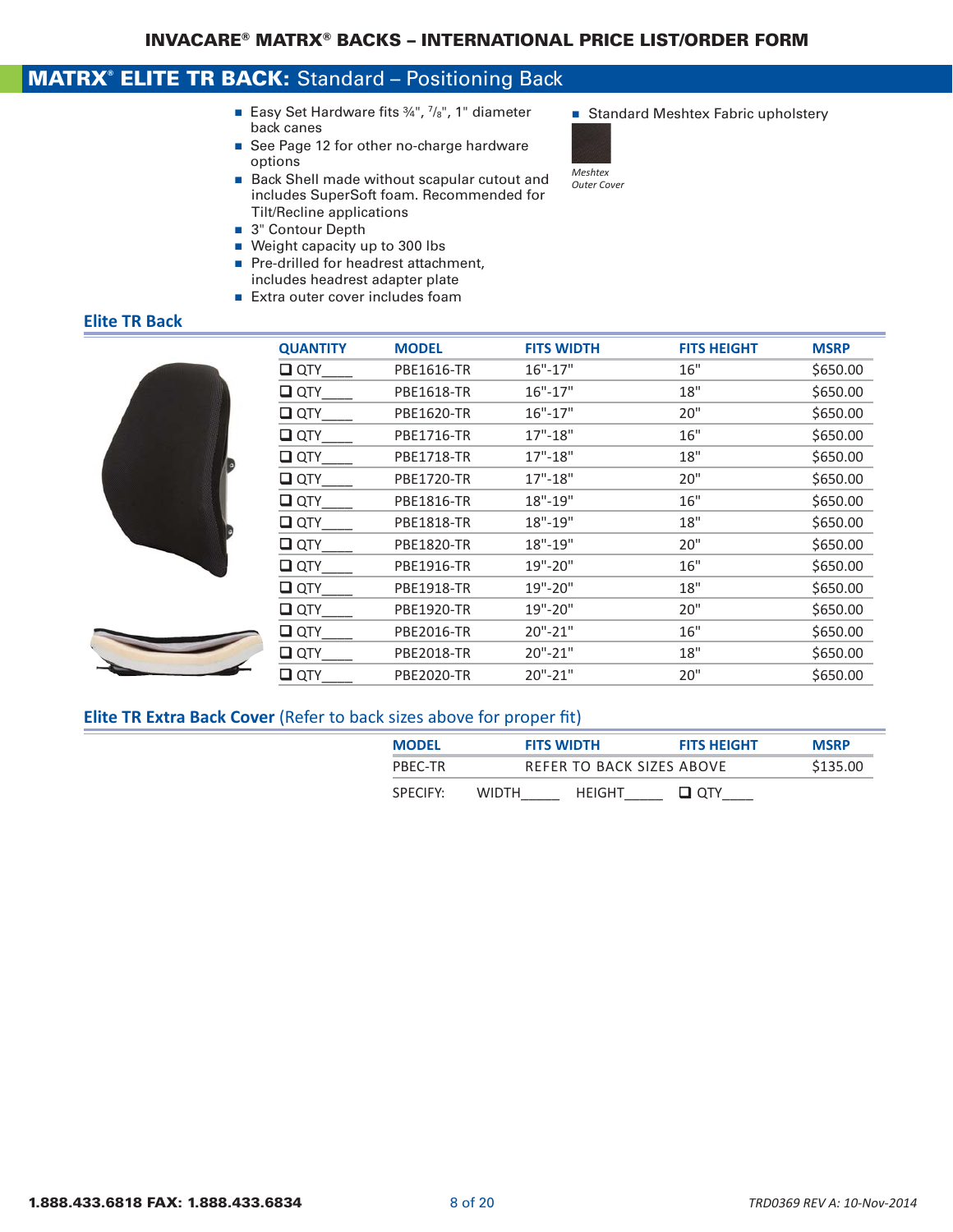## MATRX® ELITE TR BACK: Standard – Positioning Back

- Easy Set Hardware fits ¾", ⁷/₈", 1" diameter back canes
- See Page 12 for other no-charge hardware options
- Back Shell made without scapular cutout and includes SuperSoft foam. Recommended for Tilt/Recline applications
- 3" Contour Depth
- Weight capacity up to 300 lbs
- Pre-drilled for headrest attachment, includes headrest adapter plate
- Extra outer cover includes foam
- Standard Meshtex Fabric upholstery

*Meshtex Outer Cover*

### Elite TR Back

| QUANTITY | MODEL | FITS WIDTH | FITS HEIGHT | MSRP |
|---|---|---|---|---|
| ❑ QTY____ | PBE1616-TR | 16"-17" | 16" | $650.00 |
| ❑ QTY____ | PBE1618-TR | 16"-17" | 18" | $650.00 |
| ❑ QTY____ | PBE1620-TR | 16"-17" | 20" | $650.00 |
| ❑ QTY____ | PBE1716-TR | 17"-18" | 16" | $650.00 |
| ❑ QTY____ | PBE1718-TR | 17"-18" | 18" | $650.00 |
| ❑ QTY____ | PBE1720-TR | 17"-18" | 20" | $650.00 |
| ❑ QTY____ | PBE1816-TR | 18"-19" | 16" | $650.00 |
| ❑ QTY____ | PBE1818-TR | 18"-19" | 18" | $650.00 |
| ❑ QTY____ | PBE1820-TR | 18"-19" | 20" | $650.00 |
| ❑ QTY____ | PBE1916-TR | 19"-20" | 16" | $650.00 |
| ❑ QTY____ | PBE1918-TR | 19"-20" | 18" | $650.00 |
| ❑ QTY____ | PBE1920-TR | 19"-20" | 20" | $650.00 |
| ❑ QTY____ | PBE2016-TR | 20"-21" | 16" | $650.00 |
| ❑ QTY____ | PBE2018-TR | 20"-21" | 18" | $650.00 |
| ❑ QTY____ | PBE2020-TR | 20"-21" | 20" | $650.00 |

### Elite TR Extra Back Cover (Refer to back sizes above for proper fit)

| MODEL | FITS WIDTH | FITS HEIGHT | MSRP |
|---|---|---|---|
| PBEC-TR | REFER TO BACK SIZES ABOVE | | $135.00 |

SPECIFY: WIDTH_____ HEIGHT_____ ❑ QTY____

1.888.433.6818 FAX: 1.888.433.6834

TRD0369 REV A: 10-Nov-2014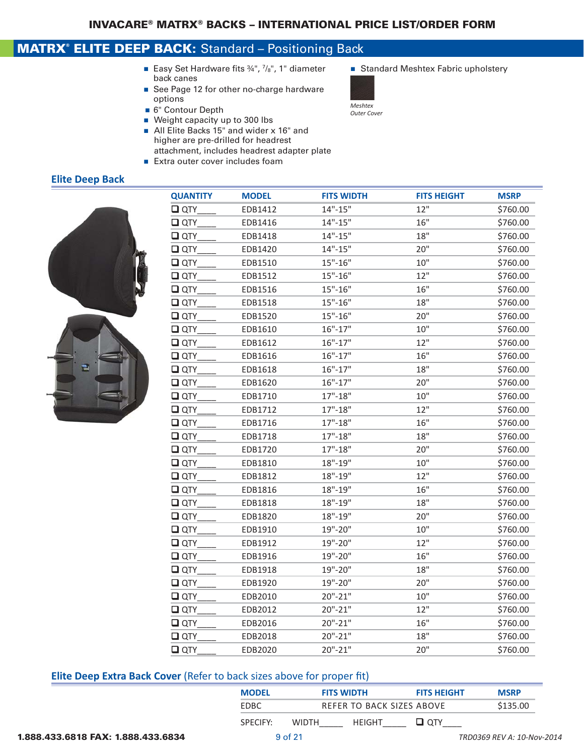# INVACARE® MATRX® BACKS – INTERNATIONAL PRICE LIST/ORDER FORM

## MATRX® ELITE DEEP BACK: Standard – Positioning Back

- Easy Set Hardware fits ¾", ⅞", 1" diameter back canes
- See Page 12 for other no-charge hardware options
- 6" Contour Depth
- Weight capacity up to 300 lbs
- All Elite Backs 15" and wider x 16" and higher are pre-drilled for headrest attachment, includes headrest adapter plate
- Extra outer cover includes foam
- Standard Meshtex Fabric upholstery

*Meshtex Outer Cover*

### Elite Deep Back

| QUANTITY | MODEL | FITS WIDTH | FITS HEIGHT | MSRP |
|---|---|---|---|---|
| ❑ QTY____ | EDB1412 | 14"-15" | 12" | $760.00 |
| ❑ QTY____ | EDB1416 | 14"-15" | 16" | $760.00 |
| ❑ QTY____ | EDB1418 | 14"-15" | 18" | $760.00 |
| ❑ QTY____ | EDB1420 | 14"-15" | 20" | $760.00 |
| ❑ QTY____ | EDB1510 | 15"-16" | 10" | $760.00 |
| ❑ QTY____ | EDB1512 | 15"-16" | 12" | $760.00 |
| ❑ QTY____ | EDB1516 | 15"-16" | 16" | $760.00 |
| ❑ QTY____ | EDB1518 | 15"-16" | 18" | $760.00 |
| ❑ QTY____ | EDB1520 | 15"-16" | 20" | $760.00 |
| ❑ QTY____ | EDB1610 | 16"-17" | 10" | $760.00 |
| ❑ QTY____ | EDB1612 | 16"-17" | 12" | $760.00 |
| ❑ QTY____ | EDB1616 | 16"-17" | 16" | $760.00 |
| ❑ QTY____ | EDB1618 | 16"-17" | 18" | $760.00 |
| ❑ QTY____ | EDB1620 | 16"-17" | 20" | $760.00 |
| ❑ QTY____ | EDB1710 | 17"-18" | 10" | $760.00 |
| ❑ QTY____ | EDB1712 | 17"-18" | 12" | $760.00 |
| ❑ QTY____ | EDB1716 | 17"-18" | 16" | $760.00 |
| ❑ QTY____ | EDB1718 | 17"-18" | 18" | $760.00 |
| ❑ QTY____ | EDB1720 | 17"-18" | 20" | $760.00 |
| ❑ QTY____ | EDB1810 | 18"-19" | 10" | $760.00 |
| ❑ QTY____ | EDB1812 | 18"-19" | 12" | $760.00 |
| ❑ QTY____ | EDB1816 | 18"-19" | 16" | $760.00 |
| ❑ QTY____ | EDB1818 | 18"-19" | 18" | $760.00 |
| ❑ QTY____ | EDB1820 | 18"-19" | 20" | $760.00 |
| ❑ QTY____ | EDB1910 | 19"-20" | 10" | $760.00 |
| ❑ QTY____ | EDB1912 | 19"-20" | 12" | $760.00 |
| ❑ QTY____ | EDB1916 | 19"-20" | 16" | $760.00 |
| ❑ QTY____ | EDB1918 | 19"-20" | 18" | $760.00 |
| ❑ QTY____ | EDB1920 | 19"-20" | 20" | $760.00 |
| ❑ QTY____ | EDB2010 | 20"-21" | 10" | $760.00 |
| ❑ QTY____ | EDB2012 | 20"-21" | 12" | $760.00 |
| ❑ QTY____ | EDB2016 | 20"-21" | 16" | $760.00 |
| ❑ QTY____ | EDB2018 | 20"-21" | 18" | $760.00 |
| ❑ QTY____ | EDB2020 | 20"-21" | 20" | $760.00 |

### Elite Deep Extra Back Cover (Refer to back sizes above for proper fit)

| MODEL | FITS WIDTH | FITS HEIGHT | MSRP |
|---|---|---|---|
| EDBC | REFER TO BACK SIZES ABOVE | | $135.00 |

SPECIFY: WIDTH_____ HEIGHT_____ ❑ QTY____

1.888.433.6818 FAX: 1.888.433.6834

TRD0369 REV A: 10-Nov-2014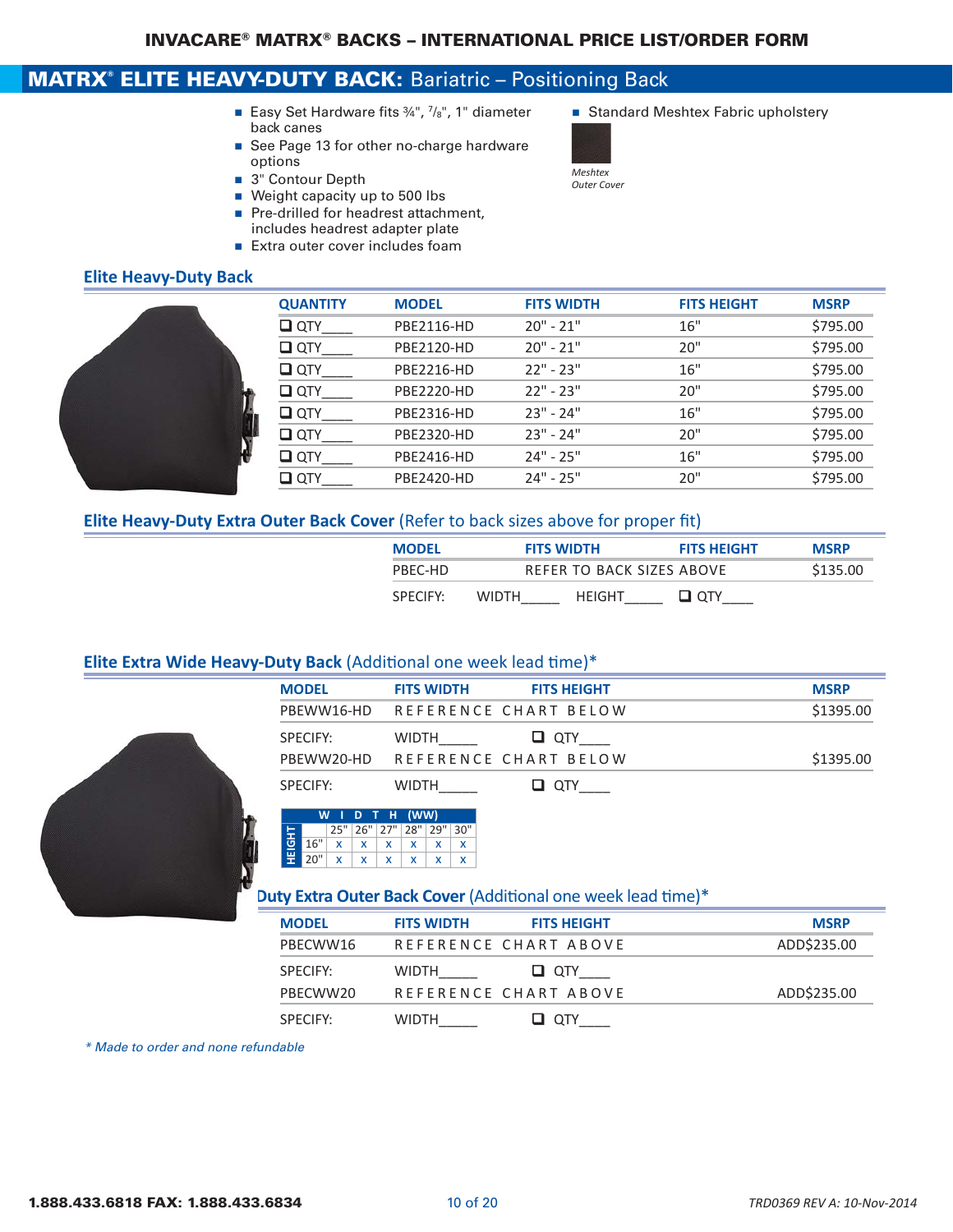# INVACARE® MATRX® BACKS – INTERNATIONAL PRICE LIST/ORDER FORM

## MATRX® ELITE HEAVY-DUTY BACK: Bariatric – Positioning Back

- Easy Set Hardware fits ¾", ⅞", 1" diameter back canes
- See Page 13 for other no-charge hardware options
- 3" Contour Depth
- Weight capacity up to 500 lbs
- Pre-drilled for headrest attachment, includes headrest adapter plate
- Extra outer cover includes foam
- Standard Meshtex Fabric upholstery

*Meshtex Outer Cover*

### Elite Heavy-Duty Back

| QUANTITY | MODEL | FITS WIDTH | FITS HEIGHT | MSRP |
|---|---|---|---|---|
| ❑ QTY____ | PBE2116-HD | 20" - 21" | 16" | $795.00 |
| ❑ QTY____ | PBE2120-HD | 20" - 21" | 20" | $795.00 |
| ❑ QTY____ | PBE2216-HD | 22" - 23" | 16" | $795.00 |
| ❑ QTY____ | PBE2220-HD | 22" - 23" | 20" | $795.00 |
| ❑ QTY____ | PBE2316-HD | 23" - 24" | 16" | $795.00 |
| ❑ QTY____ | PBE2320-HD | 23" - 24" | 20" | $795.00 |
| ❑ QTY____ | PBE2416-HD | 24" - 25" | 16" | $795.00 |
| ❑ QTY____ | PBE2420-HD | 24" - 25" | 20" | $795.00 |

### Elite Heavy-Duty Extra Outer Back Cover (Refer to back sizes above for proper fit)

| MODEL | FITS WIDTH / FITS HEIGHT | MSRP |
|---|---|---|
| PBEC-HD | REFER TO BACK SIZES ABOVE | $135.00 |

SPECIFY: WIDTH_____ HEIGHT_____ ❑ QTY____

### Elite Extra Wide Heavy-Duty Back (Additional one week lead time)*

| MODEL | FITS WIDTH / FITS HEIGHT | MSRP |
|---|---|---|
| PBEWW16-HD | REFERENCE CHART BELOW | $1395.00 |
| SPECIFY: | WIDTH_____ ❑ QTY____ | |
| PBEWW20-HD | REFERENCE CHART BELOW | $1395.00 |
| SPECIFY: | WIDTH_____ ❑ QTY____ | |

| HEIGHT \ WIDTH (WW) | 25" | 26" | 27" | 28" | 29" | 30" |
|---|---|---|---|---|---|---|
| 16" | x | x | x | x | x | x |
| 20" | x | x | x | x | x | x |

### Duty Extra Outer Back Cover (Additional one week lead time)*

| MODEL | FITS WIDTH / FITS HEIGHT | MSRP |
|---|---|---|
| PBECWW16 | REFERENCE CHART ABOVE | ADD$235.00 |
| SPECIFY: | WIDTH_____ ❑ QTY____ | |
| PBECWW20 | REFERENCE CHART ABOVE | ADD$235.00 |
| SPECIFY: | WIDTH_____ ❑ QTY____ | |

*\* Made to order and none refundable*

1.888.433.6818 FAX: 1.888.433.6834

TRD0369 REV A: 10-Nov-2014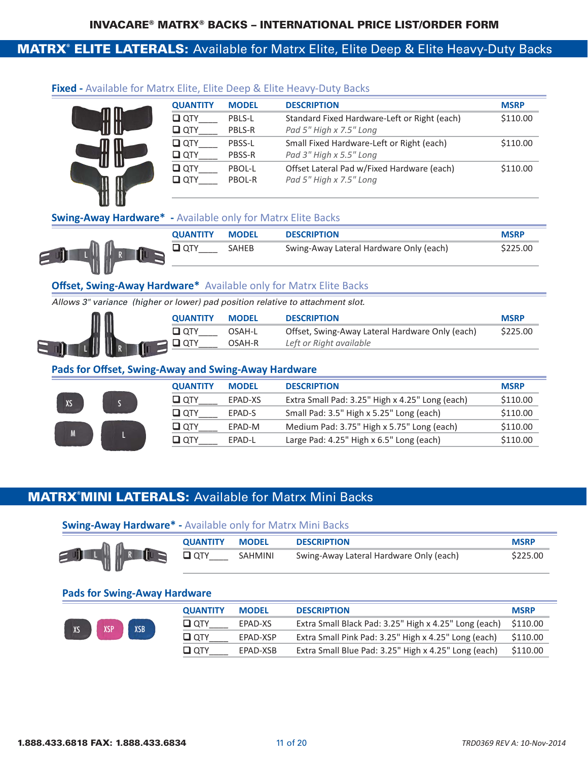# INVACARE® MATRX® BACKS – INTERNATIONAL PRICE LIST/ORDER FORM

## MATRX® ELITE LATERALS: Available for Matrx Elite, Elite Deep & Elite Heavy-Duty Backs

### Fixed - Available for Matrx Elite, Elite Deep & Elite Heavy-Duty Backs

| QUANTITY | MODEL | DESCRIPTION | MSRP |
|---|---|---|---|
| ❑ QTY____ | PBLS-L | Standard Fixed Hardware-Left or Right (each) | $110.00 |
| ❑ QTY____ | PBLS-R | *Pad 5" High x 7.5" Long* | |
| ❑ QTY____ | PBSS-L | Small Fixed Hardware-Left or Right (each) | $110.00 |
| ❑ QTY____ | PBSS-R | *Pad 3" High x 5.5" Long* | |
| ❑ QTY____ | PBOL-L | Offset Lateral Pad w/Fixed Hardware (each) | $110.00 |
| ❑ QTY____ | PBOL-R | *Pad 5" High x 7.5" Long* | |

### Swing-Away Hardware* - Available only for Matrx Elite Backs

| QUANTITY | MODEL | DESCRIPTION | MSRP |
|---|---|---|---|
| ❑ QTY____ | SAHEB | Swing-Away Lateral Hardware Only (each) | $225.00 |

### Offset, Swing-Away Hardware* Available only for Matrx Elite Backs

*Allows 3" variance (higher or lower) pad position relative to attachment slot.*

| QUANTITY | MODEL | DESCRIPTION | MSRP |
|---|---|---|---|
| ❑ QTY____ | OSAH-L | Offset, Swing-Away Lateral Hardware Only (each) | $225.00 |
| ❑ QTY____ | OSAH-R | *Left or Right available* | |

### Pads for Offset, Swing-Away and Swing-Away Hardware

| QUANTITY | MODEL | DESCRIPTION | MSRP |
|---|---|---|---|
| ❑ QTY____ | EPAD-XS | Extra Small Pad: 3.25" High x 4.25" Long (each) | $110.00 |
| ❑ QTY____ | EPAD-S | Small Pad: 3.5" High x 5.25" Long (each) | $110.00 |
| ❑ QTY____ | EPAD-M | Medium Pad: 3.75" High x 5.75" Long (each) | $110.00 |
| ❑ QTY____ | EPAD-L | Large Pad: 4.25" High x 6.5" Long (each) | $110.00 |

## MATRX® MINI LATERALS: Available for Matrx Mini Backs

### Swing-Away Hardware* - Available only for Matrx Mini Backs

| QUANTITY | MODEL | DESCRIPTION | MSRP |
|---|---|---|---|
| ❑ QTY____ | SAHMINI | Swing-Away Lateral Hardware Only (each) | $225.00 |

### Pads for Swing-Away Hardware

| QUANTITY | MODEL | DESCRIPTION | MSRP |
|---|---|---|---|
| ❑ QTY____ | EPAD-XS | Extra Small Black Pad: 3.25" High x 4.25" Long (each) | $110.00 |
| ❑ QTY____ | EPAD-XSP | Extra Small Pink Pad: 3.25" High x 4.25" Long (each) | $110.00 |
| ❑ QTY____ | EPAD-XSB | Extra Small Blue Pad: 3.25" High x 4.25" Long (each) | $110.00 |

**1.888.433.6818 FAX: 1.888.433.6834**

*TRD0369 REV A: 10-Nov-2014*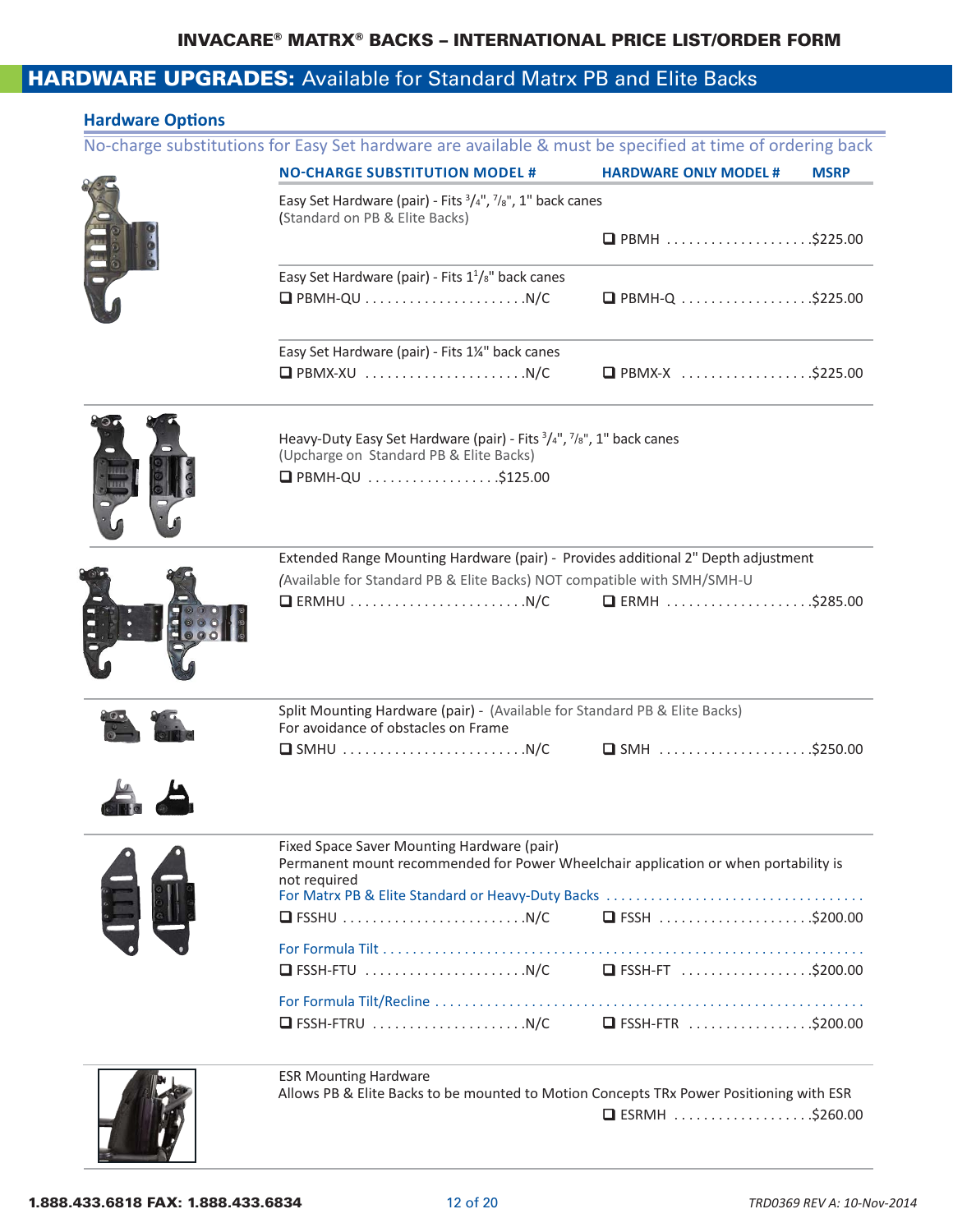## HARDWARE UPGRADES: Available for Standard Matrx PB and Elite Backs

### Hardware Options

No-charge substitutions for Easy Set hardware are available & must be specified at time of ordering back

| Description | NO-CHARGE SUBSTITUTION MODEL # | HARDWARE ONLY MODEL # | MSRP |
|---|---|---|---|
| Easy Set Hardware (pair) - Fits 3/4", 7/8", 1" back canes (Standard on PB & Elite Backs) | | ❑ PBMH | $225.00 |
| Easy Set Hardware (pair) - Fits 1 1/8" back canes | ❑ PBMH-QU ... N/C | ❑ PBMH-Q | $225.00 |
| Easy Set Hardware (pair) - Fits 1¼" back canes | ❑ PBMX-XU ... N/C | ❑ PBMX-X | $225.00 |
| Heavy-Duty Easy Set Hardware (pair) - Fits 3/4", 7/8", 1" back canes (Upcharge on Standard PB & Elite Backs) | ❑ PBMH-QU ... $125.00 | | |
| Extended Range Mounting Hardware (pair) - Provides additional 2" Depth adjustment (Available for Standard PB & Elite Backs) NOT compatible with SMH/SMH-U | ❑ ERMHU ... N/C | ❑ ERMH | $285.00 |
| Split Mounting Hardware (pair) - (Available for Standard PB & Elite Backs) For avoidance of obstacles on Frame | ❑ SMHU ... N/C | ❑ SMH | $250.00 |
| Fixed Space Saver Mounting Hardware (pair) Permanent mount recommended for Power Wheelchair application or when portability is not required — For Matrx PB & Elite Standard or Heavy-Duty Backs | ❑ FSSHU ... N/C | ❑ FSSH | $200.00 |
| For Formula Tilt | ❑ FSSH-FTU ... N/C | ❑ FSSH-FT | $200.00 |
| For Formula Tilt/Recline | ❑ FSSH-FTRU ... N/C | ❑ FSSH-FTR | $200.00 |
| ESR Mounting Hardware — Allows PB & Elite Backs to be mounted to Motion Concepts TRx Power Positioning with ESR | | ❑ ESRMH | $260.00 |

1.888.433.6818 FAX: 1.888.433.6834

TRD0369 REV A: 10-Nov-2014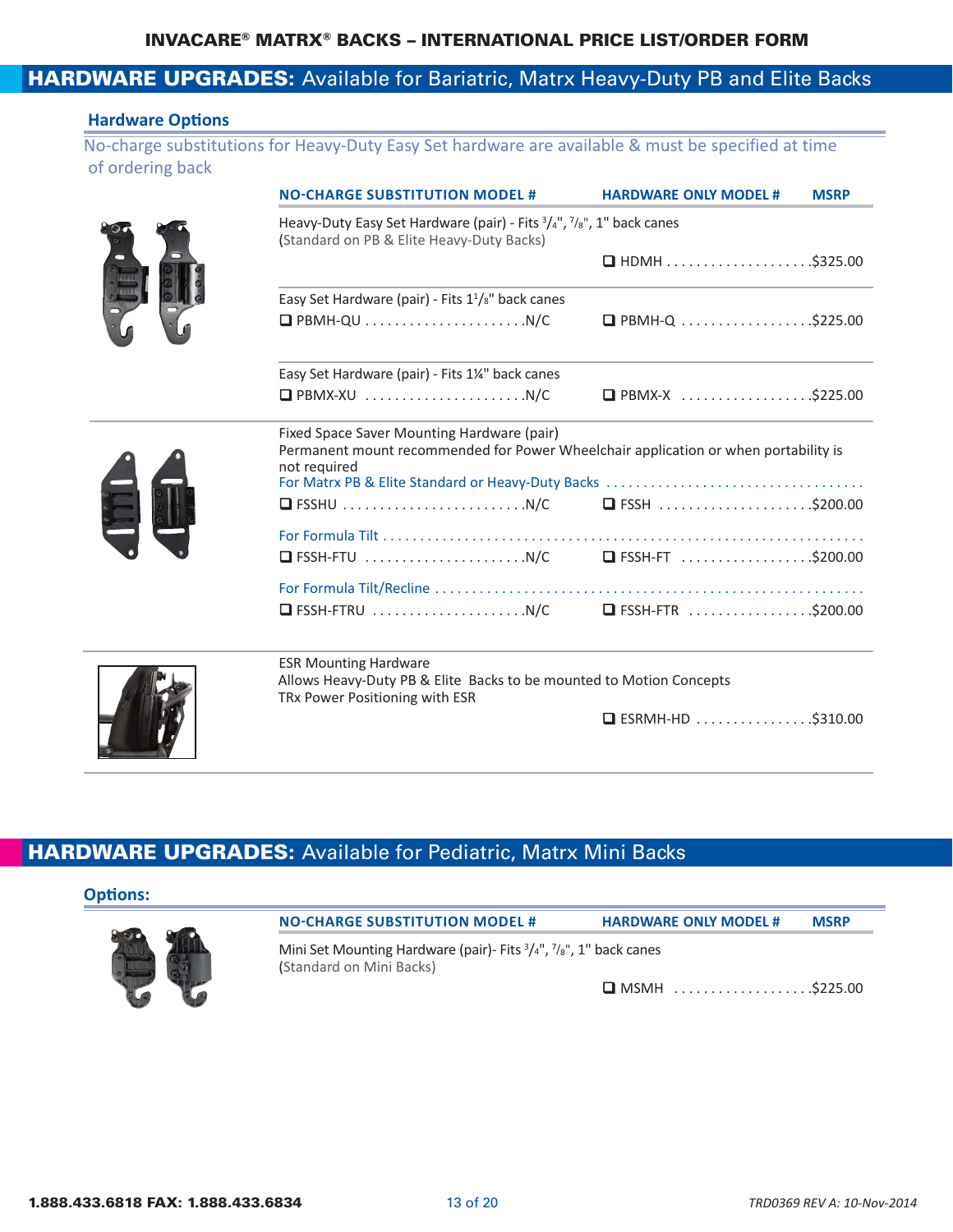# INVACARE® MATRX® BACKS – INTERNATIONAL PRICE LIST/ORDER FORM

## HARDWARE UPGRADES: Available for Bariatric, Matrx Heavy-Duty PB and Elite Backs

### Hardware Options

No-charge substitutions for Heavy-Duty Easy Set hardware are available & must be specified at time of ordering back

| Description | NO-CHARGE SUBSTITUTION MODEL # | | HARDWARE ONLY MODEL # | MSRP |
|---|---|---|---|---|
| Heavy-Duty Easy Set Hardware (pair) - Fits 3/4", 7/8", 1" back canes (Standard on PB & Elite Heavy-Duty Backs) | | | ❑ HDMH | $325.00 |
| Easy Set Hardware (pair) - Fits 1 1/8" back canes | ❑ PBMH-QU | N/C | ❑ PBMH-Q | $225.00 |
| Easy Set Hardware (pair) - Fits 1¼" back canes | ❑ PBMX-XU | N/C | ❑ PBMX-X | $225.00 |
| Fixed Space Saver Mounting Hardware (pair) Permanent mount recommended for Power Wheelchair application or when portability is not required — For Matrx PB & Elite Standard or Heavy-Duty Backs | ❑ FSSHU | N/C | ❑ FSSH | $200.00 |
| For Formula Tilt | ❑ FSSH-FTU | N/C | ❑ FSSH-FT | $200.00 |
| For Formula Tilt/Recline | ❑ FSSH-FTRU | N/C | ❑ FSSH-FTR | $200.00 |
| ESR Mounting Hardware — Allows Heavy-Duty PB & Elite Backs to be mounted to Motion Concepts TRx Power Positioning with ESR | | | ❑ ESRMH-HD | $310.00 |

## HARDWARE UPGRADES: Available for Pediatric, Matrx Mini Backs

### Options:

| Description | NO-CHARGE SUBSTITUTION MODEL # | HARDWARE ONLY MODEL # | MSRP |
|---|---|---|---|
| Mini Set Mounting Hardware (pair)- Fits 3/4", 7/8", 1" back canes (Standard on Mini Backs) | | ❑ MSMH | $225.00 |

1.888.433.6818 FAX: 1.888.433.6834

*TRD0369 REV A: 10-Nov-2014*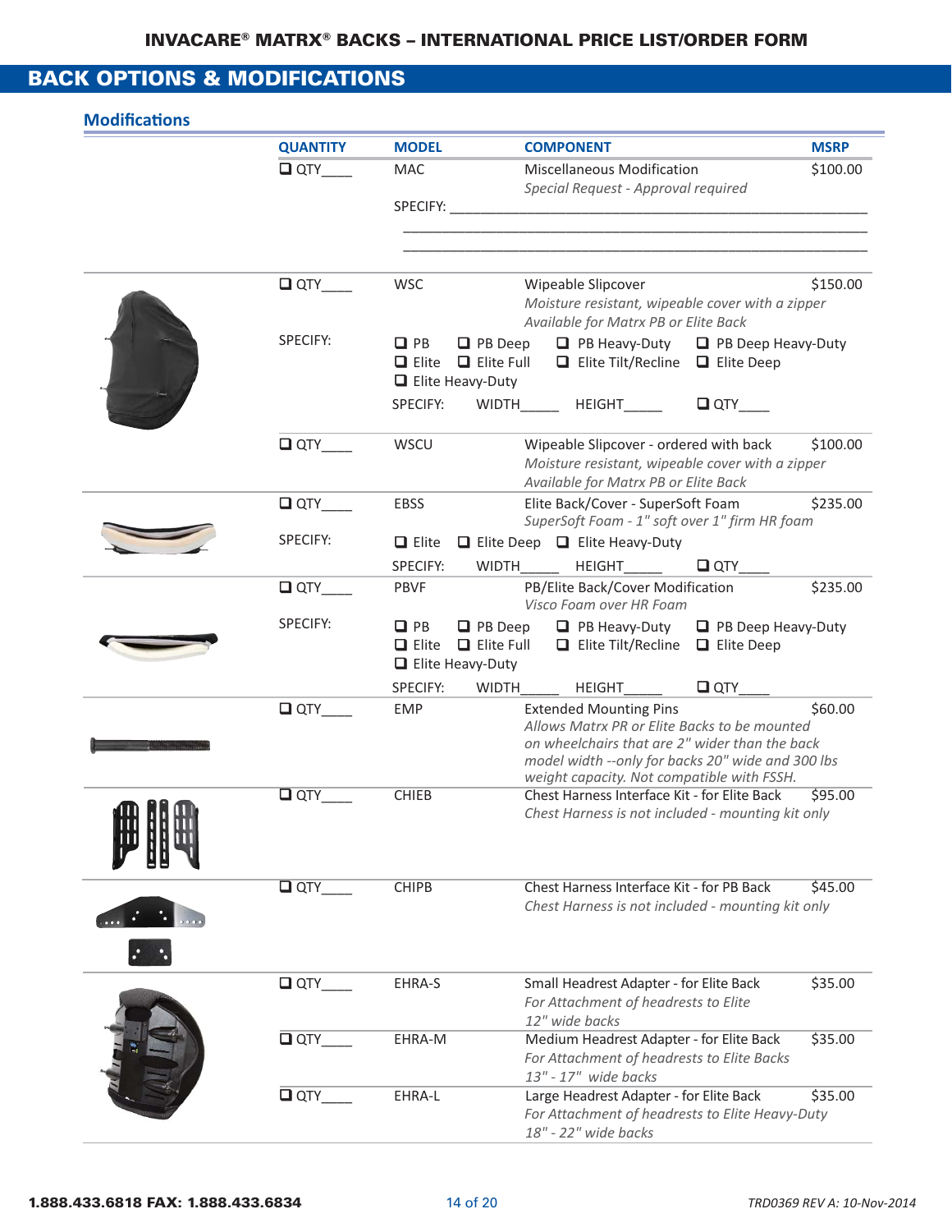## BACK OPTIONS & MODIFICATIONS

### Modifications

| QUANTITY | MODEL | COMPONENT | MSRP |
|---|---|---|---|
| ❑ QTY____ | MAC | Miscellaneous Modification<br>*Special Request - Approval required* | $100.00 |
| | SPECIFY: ______________________________________________ | | |
| ❑ QTY____ | WSC | Wipeable Slipcover<br>*Moisture resistant, wipeable cover with a zipper*<br>*Available for Matrx PB or Elite Back* | $150.00 |
| SPECIFY: | ❑ PB ❑ PB Deep ❑ PB Heavy-Duty ❑ PB Deep Heavy-Duty<br>❑ Elite ❑ Elite Full ❑ Elite Tilt/Recline ❑ Elite Deep<br>❑ Elite Heavy-Duty | | |
| | SPECIFY: WIDTH_____ HEIGHT_____ ❑ QTY____ | | |
| ❑ QTY____ | WSCU | Wipeable Slipcover - ordered with back<br>*Moisture resistant, wipeable cover with a zipper*<br>*Available for Matrx PB or Elite Back* | $100.00 |
| ❑ QTY____ | EBSS | Elite Back/Cover - SuperSoft Foam<br>*SuperSoft Foam - 1" soft over 1" firm HR foam* | $235.00 |
| SPECIFY: | ❑ Elite ❑ Elite Deep ❑ Elite Heavy-Duty | | |
| | SPECIFY: WIDTH_____ HEIGHT_____ ❑ QTY____ | | |
| ❑ QTY____ | PBVF | PB/Elite Back/Cover Modification<br>*Visco Foam over HR Foam* | $235.00 |
| SPECIFY: | ❑ PB ❑ PB Deep ❑ PB Heavy-Duty ❑ PB Deep Heavy-Duty<br>❑ Elite ❑ Elite Full ❑ Elite Tilt/Recline ❑ Elite Deep<br>❑ Elite Heavy-Duty | | |
| | SPECIFY: WIDTH_____ HEIGHT_____ ❑ QTY____ | | |
| ❑ QTY____ | EMP | Extended Mounting Pins<br>*Allows Matrx PR or Elite Backs to be mounted on wheelchairs that are 2" wider than the back model width --only for backs 20" wide and 300 lbs weight capacity. Not compatible with FSSH.* | $60.00 |
| ❑ QTY____ | CHIEB | Chest Harness Interface Kit - for Elite Back<br>*Chest Harness is not included - mounting kit only* | $95.00 |
| ❑ QTY____ | CHIPB | Chest Harness Interface Kit - for PB Back<br>*Chest Harness is not included - mounting kit only* | $45.00 |
| ❑ QTY____ | EHRA-S | Small Headrest Adapter - for Elite Back<br>*For Attachment of headrests to Elite 12" wide backs* | $35.00 |
| ❑ QTY____ | EHRA-M | Medium Headrest Adapter - for Elite Back<br>*For Attachment of headrests to Elite Backs 13" - 17" wide backs* | $35.00 |
| ❑ QTY____ | EHRA-L | Large Headrest Adapter - for Elite Back<br>*For Attachment of headrests to Elite Heavy-Duty 18" - 22" wide backs* | $35.00 |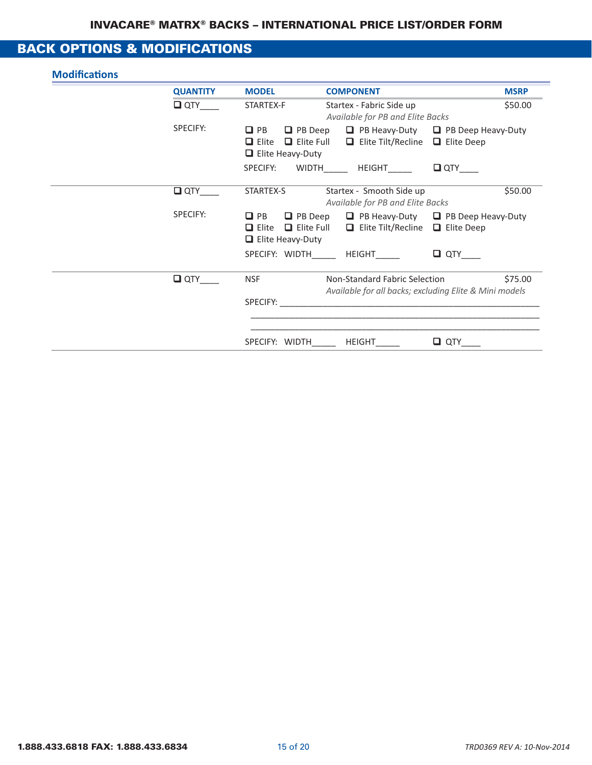# INVACARE® MATRX® BACKS – INTERNATIONAL PRICE LIST/ORDER FORM

## BACK OPTIONS & MODIFICATIONS

### Modifications

| QUANTITY | MODEL | COMPONENT | MSRP |
|---|---|---|---|
| ❑ QTY____ | STARTEX-F | Startex - Fabric Side up<br>*Available for PB and Elite Backs* | $50.00 |
| SPECIFY: | ❑ PB ❑ PB Deep ❑ PB Heavy-Duty ❑ PB Deep Heavy-Duty<br>❑ Elite ❑ Elite Full ❑ Elite Tilt/Recline ❑ Elite Deep<br>❑ Elite Heavy-Duty<br>SPECIFY: WIDTH_____ HEIGHT_____ ❑ QTY____ | | |
| ❑ QTY____ | STARTEX-S | Startex - Smooth Side up<br>*Available for PB and Elite Backs* | $50.00 |
| SPECIFY: | ❑ PB ❑ PB Deep ❑ PB Heavy-Duty ❑ PB Deep Heavy-Duty<br>❑ Elite ❑ Elite Full ❑ Elite Tilt/Recline ❑ Elite Deep<br>❑ Elite Heavy-Duty<br>SPECIFY: WIDTH_____ HEIGHT_____ ❑ QTY____ | | |
| ❑ QTY____ | NSF | Non-Standard Fabric Selection<br>*Available for all backs; excluding Elite & Mini models* | $75.00 |
| | SPECIFY: ______________________________________________<br>______________________________________________<br>______________________________________________<br>SPECIFY: WIDTH_____ HEIGHT_____ ❑ QTY____ | | |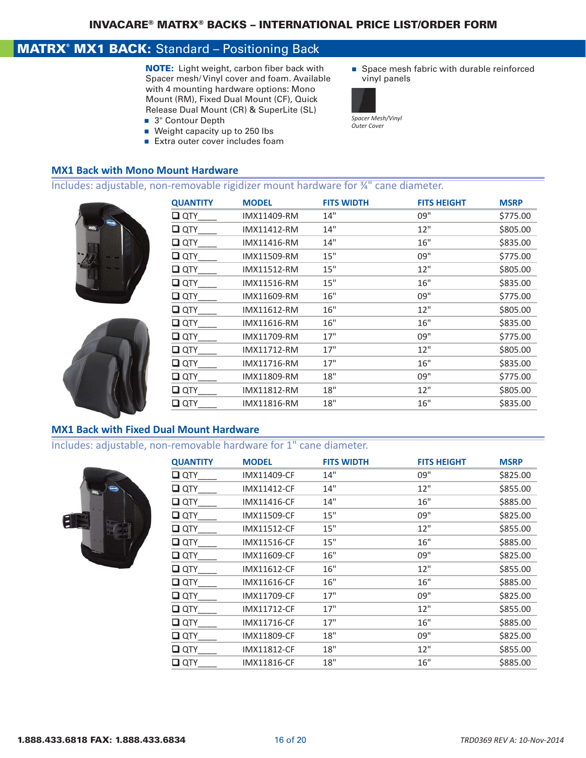# INVACARE® MATRX® BACKS – INTERNATIONAL PRICE LIST/ORDER FORM

## MATRX® MX1 BACK: Standard – Positioning Back

**NOTE:** Light weight, carbon fiber back with Spacer mesh/ Vinyl cover and foam. Available with 4 mounting hardware options: Mono Mount (RM), Fixed Dual Mount (CF), Quick Release Dual Mount (CR) & SuperLite (SL)

- 3" Contour Depth
- Weight capacity up to 250 lbs
- Extra outer cover includes foam

- Space mesh fabric with durable reinforced vinyl panels

*Spacer Mesh/Vinyl Outer Cover*

### MX1 Back with Mono Mount Hardware

Includes: adjustable, non-removable rigidizer mount hardware for ¾" cane diameter.

| QUANTITY | MODEL | FITS WIDTH | FITS HEIGHT | MSRP |
|---|---|---|---|---|
| ❑ QTY____ | IMX11409-RM | 14" | 09" | $775.00 |
| ❑ QTY____ | IMX11412-RM | 14" | 12" | $805.00 |
| ❑ QTY____ | IMX11416-RM | 14" | 16" | $835.00 |
| ❑ QTY____ | IMX11509-RM | 15" | 09" | $775.00 |
| ❑ QTY____ | IMX11512-RM | 15" | 12" | $805.00 |
| ❑ QTY____ | IMX11516-RM | 15" | 16" | $835.00 |
| ❑ QTY____ | IMX11609-RM | 16" | 09" | $775.00 |
| ❑ QTY____ | IMX11612-RM | 16" | 12" | $805.00 |
| ❑ QTY____ | IMX11616-RM | 16" | 16" | $835.00 |
| ❑ QTY____ | IMX11709-RM | 17" | 09" | $775.00 |
| ❑ QTY____ | IMX11712-RM | 17" | 12" | $805.00 |
| ❑ QTY____ | IMX11716-RM | 17" | 16" | $835.00 |
| ❑ QTY____ | IMX11809-RM | 18" | 09" | $775.00 |
| ❑ QTY____ | IMX11812-RM | 18" | 12" | $805.00 |
| ❑ QTY____ | IMX11816-RM | 18" | 16" | $835.00 |

### MX1 Back with Fixed Dual Mount Hardware

Includes: adjustable, non-removable hardware for 1" cane diameter.

| QUANTITY | MODEL | FITS WIDTH | FITS HEIGHT | MSRP |
|---|---|---|---|---|
| ❑ QTY____ | IMX11409-CF | 14" | 09" | $825.00 |
| ❑ QTY____ | IMX11412-CF | 14" | 12" | $855.00 |
| ❑ QTY____ | IMX11416-CF | 14" | 16" | $885.00 |
| ❑ QTY____ | IMX11509-CF | 15" | 09" | $825.00 |
| ❑ QTY____ | IMX11512-CF | 15" | 12" | $855.00 |
| ❑ QTY____ | IMX11516-CF | 15" | 16" | $885.00 |
| ❑ QTY____ | IMX11609-CF | 16" | 09" | $825.00 |
| ❑ QTY____ | IMX11612-CF | 16" | 12" | $855.00 |
| ❑ QTY____ | IMX11616-CF | 16" | 16" | $885.00 |
| ❑ QTY____ | IMX11709-CF | 17" | 09" | $825.00 |
| ❑ QTY____ | IMX11712-CF | 17" | 12" | $855.00 |
| ❑ QTY____ | IMX11716-CF | 17" | 16" | $885.00 |
| ❑ QTY____ | IMX11809-CF | 18" | 09" | $825.00 |
| ❑ QTY____ | IMX11812-CF | 18" | 12" | $855.00 |
| ❑ QTY____ | IMX11816-CF | 18" | 16" | $885.00 |

1.888.433.6818 FAX: 1.888.433.6834

TRD0369 REV A: 10-Nov-2014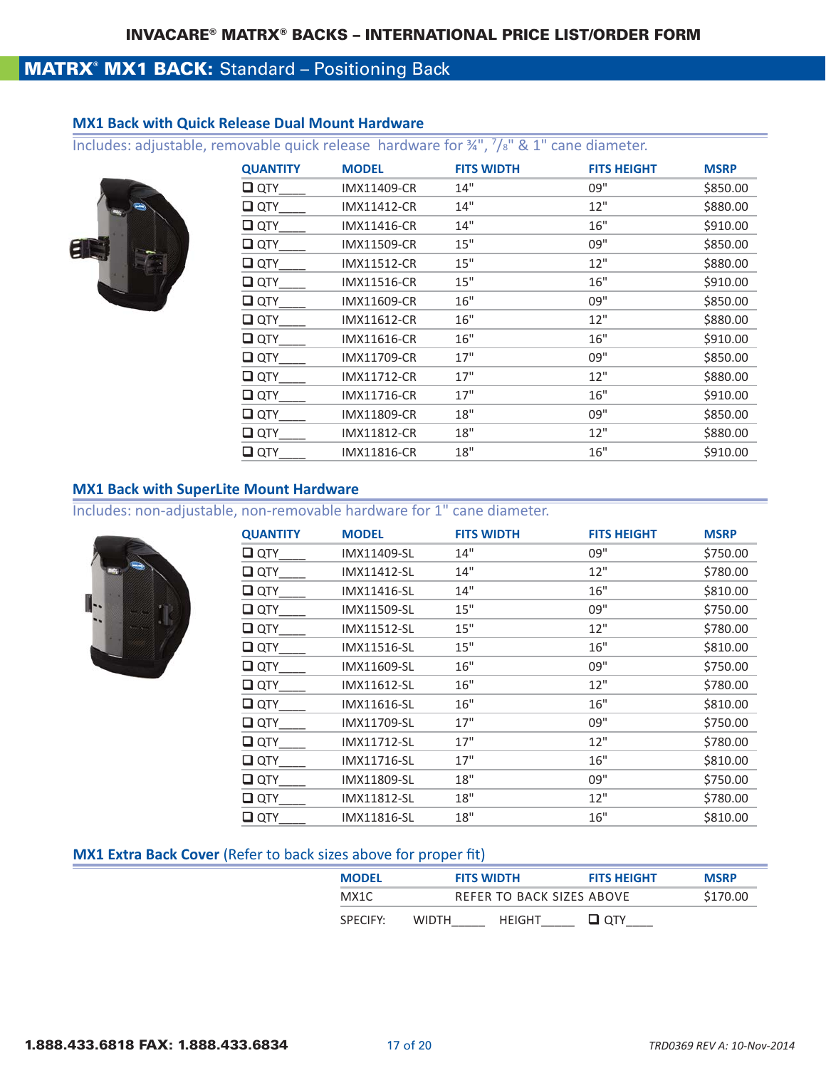# INVACARE® MATRX® BACKS – INTERNATIONAL PRICE LIST/ORDER FORM

## MATRX® MX1 BACK: Standard – Positioning Back

### MX1 Back with Quick Release Dual Mount Hardware

Includes: adjustable, removable quick release hardware for ¾", $^7/_8$" & 1" cane diameter.

| QUANTITY | MODEL | FITS WIDTH | FITS HEIGHT | MSRP |
|---|---|---|---|---|
| ❑ QTY____ | IMX11409-CR | 14" | 09" | $850.00 |
| ❑ QTY____ | IMX11412-CR | 14" | 12" | $880.00 |
| ❑ QTY____ | IMX11416-CR | 14" | 16" | $910.00 |
| ❑ QTY____ | IMX11509-CR | 15" | 09" | $850.00 |
| ❑ QTY____ | IMX11512-CR | 15" | 12" | $880.00 |
| ❑ QTY____ | IMX11516-CR | 15" | 16" | $910.00 |
| ❑ QTY____ | IMX11609-CR | 16" | 09" | $850.00 |
| ❑ QTY____ | IMX11612-CR | 16" | 12" | $880.00 |
| ❑ QTY____ | IMX11616-CR | 16" | 16" | $910.00 |
| ❑ QTY____ | IMX11709-CR | 17" | 09" | $850.00 |
| ❑ QTY____ | IMX11712-CR | 17" | 12" | $880.00 |
| ❑ QTY____ | IMX11716-CR | 17" | 16" | $910.00 |
| ❑ QTY____ | IMX11809-CR | 18" | 09" | $850.00 |
| ❑ QTY____ | IMX11812-CR | 18" | 12" | $880.00 |
| ❑ QTY____ | IMX11816-CR | 18" | 16" | $910.00 |

### MX1 Back with SuperLite Mount Hardware

Includes: non-adjustable, non-removable hardware for 1" cane diameter.

| QUANTITY | MODEL | FITS WIDTH | FITS HEIGHT | MSRP |
|---|---|---|---|---|
| ❑ QTY____ | IMX11409-SL | 14" | 09" | $750.00 |
| ❑ QTY____ | IMX11412-SL | 14" | 12" | $780.00 |
| ❑ QTY____ | IMX11416-SL | 14" | 16" | $810.00 |
| ❑ QTY____ | IMX11509-SL | 15" | 09" | $750.00 |
| ❑ QTY____ | IMX11512-SL | 15" | 12" | $780.00 |
| ❑ QTY____ | IMX11516-SL | 15" | 16" | $810.00 |
| ❑ QTY____ | IMX11609-SL | 16" | 09" | $750.00 |
| ❑ QTY____ | IMX11612-SL | 16" | 12" | $780.00 |
| ❑ QTY____ | IMX11616-SL | 16" | 16" | $810.00 |
| ❑ QTY____ | IMX11709-SL | 17" | 09" | $750.00 |
| ❑ QTY____ | IMX11712-SL | 17" | 12" | $780.00 |
| ❑ QTY____ | IMX11716-SL | 17" | 16" | $810.00 |
| ❑ QTY____ | IMX11809-SL | 18" | 09" | $750.00 |
| ❑ QTY____ | IMX11812-SL | 18" | 12" | $780.00 |
| ❑ QTY____ | IMX11816-SL | 18" | 16" | $810.00 |

### MX1 Extra Back Cover (Refer to back sizes above for proper fit)

| MODEL | FITS WIDTH | FITS HEIGHT | MSRP |
|---|---|---|---|
| MX1C | REFER TO BACK SIZES ABOVE | | $170.00 |

SPECIFY: WIDTH_____ HEIGHT_____ ❑ QTY____

1.888.433.6818 FAX: 1.888.433.6834

TRD0369 REV A: 10-Nov-2014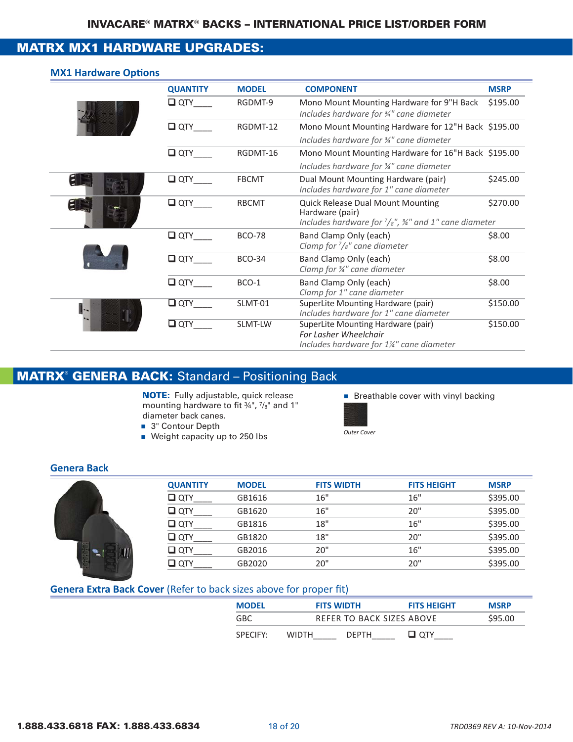# INVACARE® MATRX® BACKS – INTERNATIONAL PRICE LIST/ORDER FORM

## MATRX MX1 HARDWARE UPGRADES:

### MX1 Hardware Options

| QUANTITY | MODEL | COMPONENT | MSRP |
|---|---|---|---|
| ❑ QTY____ | RGDMT-9 | Mono Mount Mounting Hardware for 9"H Back *Includes hardware for ¾" cane diameter* | $195.00 |
| ❑ QTY____ | RGDMT-12 | Mono Mount Mounting Hardware for 12"H Back *Includes hardware for ¾" cane diameter* | $195.00 |
| ❑ QTY____ | RGDMT-16 | Mono Mount Mounting Hardware for 16"H Back *Includes hardware for ¾" cane diameter* | $195.00 |
| ❑ QTY____ | FBCMT | Dual Mount Mounting Hardware (pair) *Includes hardware for 1" cane diameter* | $245.00 |
| ❑ QTY____ | RBCMT | Quick Release Dual Mount Mounting Hardware (pair) *Includes hardware for ⅞", ¾" and 1" cane diameter* | $270.00 |
| ❑ QTY____ | BCO-78 | Band Clamp Only (each) *Clamp for ⅞" cane diameter* | $8.00 |
| ❑ QTY____ | BCO-34 | Band Clamp Only (each) *Clamp for ¾" cane diameter* | $8.00 |
| ❑ QTY____ | BCO-1 | Band Clamp Only (each) *Clamp for 1" cane diameter* | $8.00 |
| ❑ QTY____ | SLMT-01 | SuperLite Mounting Hardware (pair) *Includes hardware for 1" cane diameter* | $150.00 |
| ❑ QTY____ | SLMT-LW | SuperLite Mounting Hardware (pair) *For Lasher Wheelchair* *Includes hardware for 1¼" cane diameter* | $150.00 |

## MATRX® GENERA BACK: Standard – Positioning Back

**NOTE:** Fully adjustable, quick release mounting hardware to fit ¾", ⅞" and 1" diameter back canes.

- 3" Contour Depth
- Weight capacity up to 250 lbs
- Breathable cover with vinyl backing

*Outer Cover*

### Genera Back

| QUANTITY | MODEL | FITS WIDTH | FITS HEIGHT | MSRP |
|---|---|---|---|---|
| ❑ QTY____ | GB1616 | 16" | 16" | $395.00 |
| ❑ QTY____ | GB1620 | 16" | 20" | $395.00 |
| ❑ QTY____ | GB1816 | 18" | 16" | $395.00 |
| ❑ QTY____ | GB1820 | 18" | 20" | $395.00 |
| ❑ QTY____ | GB2016 | 20" | 16" | $395.00 |
| ❑ QTY____ | GB2020 | 20" | 20" | $395.00 |

### Genera Extra Back Cover (Refer to back sizes above for proper fit)

| MODEL | FITS WIDTH | FITS HEIGHT | MSRP |
|---|---|---|---|
| GBC | REFER TO BACK SIZES ABOVE | | $95.00 |

SPECIFY: WIDTH_____ DEPTH_____ ❑ QTY____

1.888.433.6818 FAX: 1.888.433.6834

TRD0369 REV A: 10-Nov-2014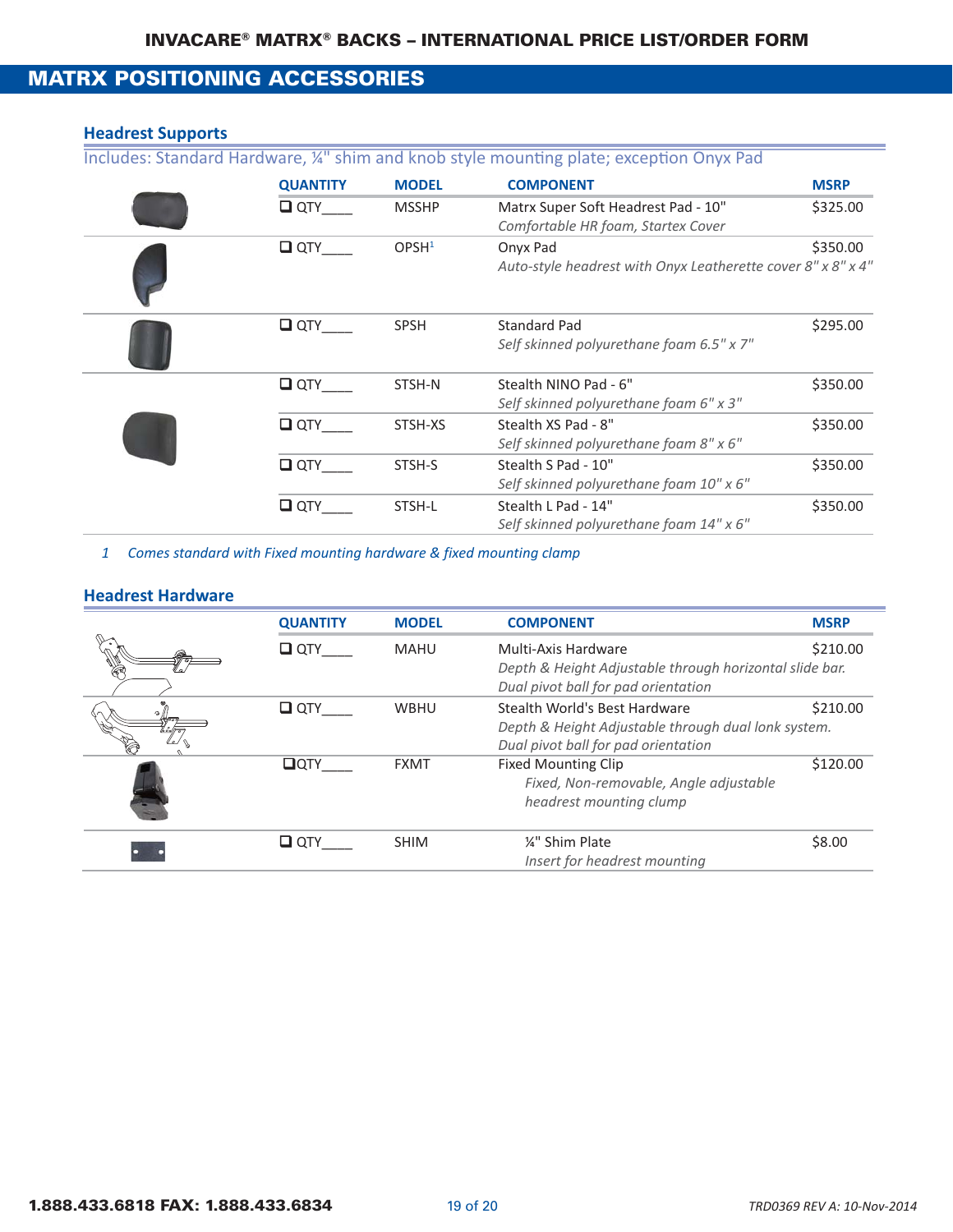# MATRX POSITIONING ACCESSORIES

## Headrest Supports

Includes: Standard Hardware, ¼" shim and knob style mounting plate; exception Onyx Pad

| QUANTITY | MODEL | COMPONENT | MSRP |
|---|---|---|---|
| ❑ QTY____ | MSSHP | Matrx Super Soft Headrest Pad - 10"<br>*Comfortable HR foam, Startex Cover* | $325.00 |
| ❑ QTY____ | OPSH[1] | Onyx Pad<br>*Auto-style headrest with Onyx Leatherette cover 8" x 8" x 4"* | $350.00 |
| ❑ QTY____ | SPSH | Standard Pad<br>*Self skinned polyurethane foam 6.5" x 7"* | $295.00 |
| ❑ QTY____ | STSH-N | Stealth NINO Pad - 6"<br>*Self skinned polyurethane foam 6" x 3"* | $350.00 |
| ❑ QTY____ | STSH-XS | Stealth XS Pad - 8"<br>*Self skinned polyurethane foam 8" x 6"* | $350.00 |
| ❑ QTY____ | STSH-S | Stealth S Pad - 10"<br>*Self skinned polyurethane foam 10" x 6"* | $350.00 |
| ❑ QTY____ | STSH-L | Stealth L Pad - 14"<br>*Self skinned polyurethane foam 14" x 6"* | $350.00 |

*1 Comes standard with Fixed mounting hardware & fixed mounting clamp*

## Headrest Hardware

| QUANTITY | MODEL | COMPONENT | MSRP |
|---|---|---|---|
| ❑ QTY____ | MAHU | Multi-Axis Hardware<br>*Depth & Height Adjustable through horizontal slide bar. Dual pivot ball for pad orientation* | $210.00 |
| ❑ QTY____ | WBHU | Stealth World's Best Hardware<br>*Depth & Height Adjustable through dual lonk system. Dual pivot ball for pad orientation* | $210.00 |
| ❑QTY____ | FXMT | Fixed Mounting Clip<br>*Fixed, Non-removable, Angle adjustable headrest mounting clump* | $120.00 |
| ❑ QTY____ | SHIM | ¼" Shim Plate<br>*Insert for headrest mounting* | $8.00 |

**1.888.433.6818 FAX: 1.888.433.6834**

*TRD0369 REV A: 10-Nov-2014*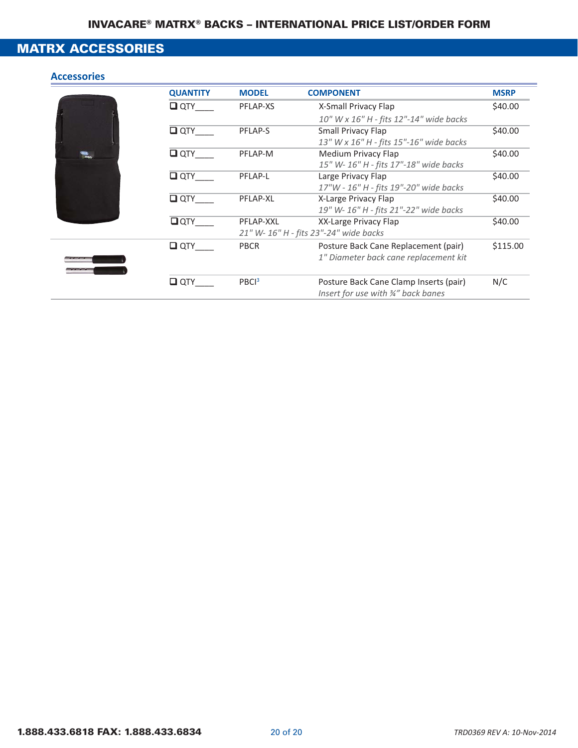## MATRX ACCESSORIES

### Accessories

| QUANTITY | MODEL | COMPONENT | MSRP |
|---|---|---|---|
| ❑ QTY____ | PFLAP-XS | X-Small Privacy Flap *10" W x 16" H - fits 12"-14" wide backs* | $40.00 |
| ❑ QTY____ | PFLAP-S | Small Privacy Flap *13" W x 16" H - fits 15"-16" wide backs* | $40.00 |
| ❑ QTY____ | PFLAP-M | Medium Privacy Flap *15" W- 16" H - fits 17"-18" wide backs* | $40.00 |
| ❑ QTY____ | PFLAP-L | Large Privacy Flap *17"W - 16" H - fits 19"-20" wide backs* | $40.00 |
| ❑ QTY____ | PFLAP-XL | X-Large Privacy Flap *19" W- 16" H - fits 21"-22" wide backs* | $40.00 |
| ❑ QTY____ | PFLAP-XXL *21" W- 16" H - fits 23"-24" wide backs* | XX-Large Privacy Flap | $40.00 |
| ❑ QTY____ | PBCR | Posture Back Cane Replacement (pair) *1" Diameter back cane replacement kit* | $115.00 |
| ❑ QTY____ | PBCI[3] | Posture Back Cane Clamp Inserts (pair) *Insert for use with ¾" back banes* | N/C |

1.888.433.6818 FAX: 1.888.433.6834

TRD0369 REV A: 10-Nov-2014